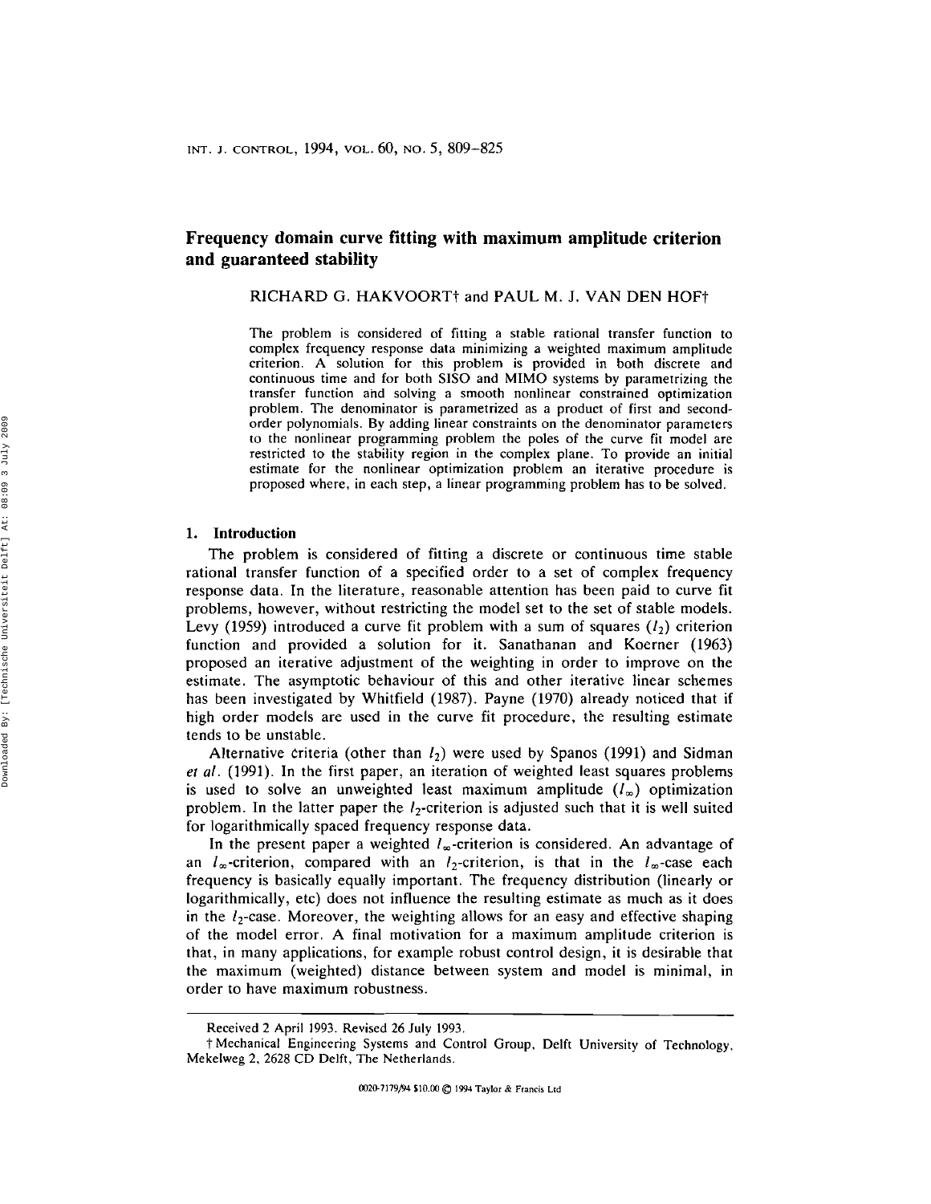# Frequency domain curve fitting with maximum amplitude criterion and guaranteed stability

RICHARD G. HAKVOORT† and PAUL M. J. VAN DEN HOF†

The problem is considered of fitting a stable rational transfer function to complex frequency response data minimizing a weighted maximum amplitude criterion. A solution for this problem is provided in both discrete and continuous time and for both SISO and MIMO systems by parametrizing the transfer function and solving a smooth nonlinear constrained optimization problem. The denominator is parametrized as a product of first and second-order polynomials. By adding linear constraints on the denominator parameters to the nonlinear programming problem the poles of the curve fit model are restricted to the stability region in the complex plane. To provide an initial estimate for the nonlinear optimization problem an iterative procedure is proposed where, in each step, a linear programming problem has to be solved.

## 1. Introduction

The problem is considered of fitting a discrete or continuous time stable rational transfer function of a specified order to a set of complex frequency response data. In the literature, reasonable attention has been paid to curve fit problems, however, without restricting the model set to the set of stable models. Levy (1959) introduced a curve fit problem with a sum of squares ($l_2$) criterion function and provided a solution for it. Sanathanan and Koerner (1963) proposed an iterative adjustment of the weighting in order to improve on the estimate. The asymptotic behaviour of this and other iterative linear schemes has been investigated by Whitfield (1987). Payne (1970) already noticed that if high order models are used in the curve fit procedure, the resulting estimate tends to be unstable.

Alternative criteria (other than $l_2$) were used by Spanos (1991) and Sidman *et al*. (1991). In the first paper, an iteration of weighted least squares problems is used to solve an unweighted least maximum amplitude ($l_\infty$) optimization problem. In the latter paper the $l_2$-criterion is adjusted such that it is well suited for logarithmically spaced frequency response data.

In the present paper a weighted $l_\infty$-criterion is considered. An advantage of an $l_\infty$-criterion, compared with an $l_2$-criterion, is that in the $l_\infty$-case each frequency is basically equally important. The frequency distribution (linearly or logarithmically, etc) does not influence the resulting estimate as much as it does in the $l_2$-case. Moreover, the weighting allows for an easy and effective shaping of the model error. A final motivation for a maximum amplitude criterion is that, in many applications, for example robust control design, it is desirable that the maximum (weighted) distance between system and model is minimal, in order to have maximum robustness.

---

Received 2 April 1993. Revised 26 July 1993.

† Mechanical Engineering Systems and Control Group, Delft University of Technology, Mekelweg 2, 2628 CD Delft, The Netherlands.

0020-7179/94 $10.00 © 1994 Taylor & Francis Ltd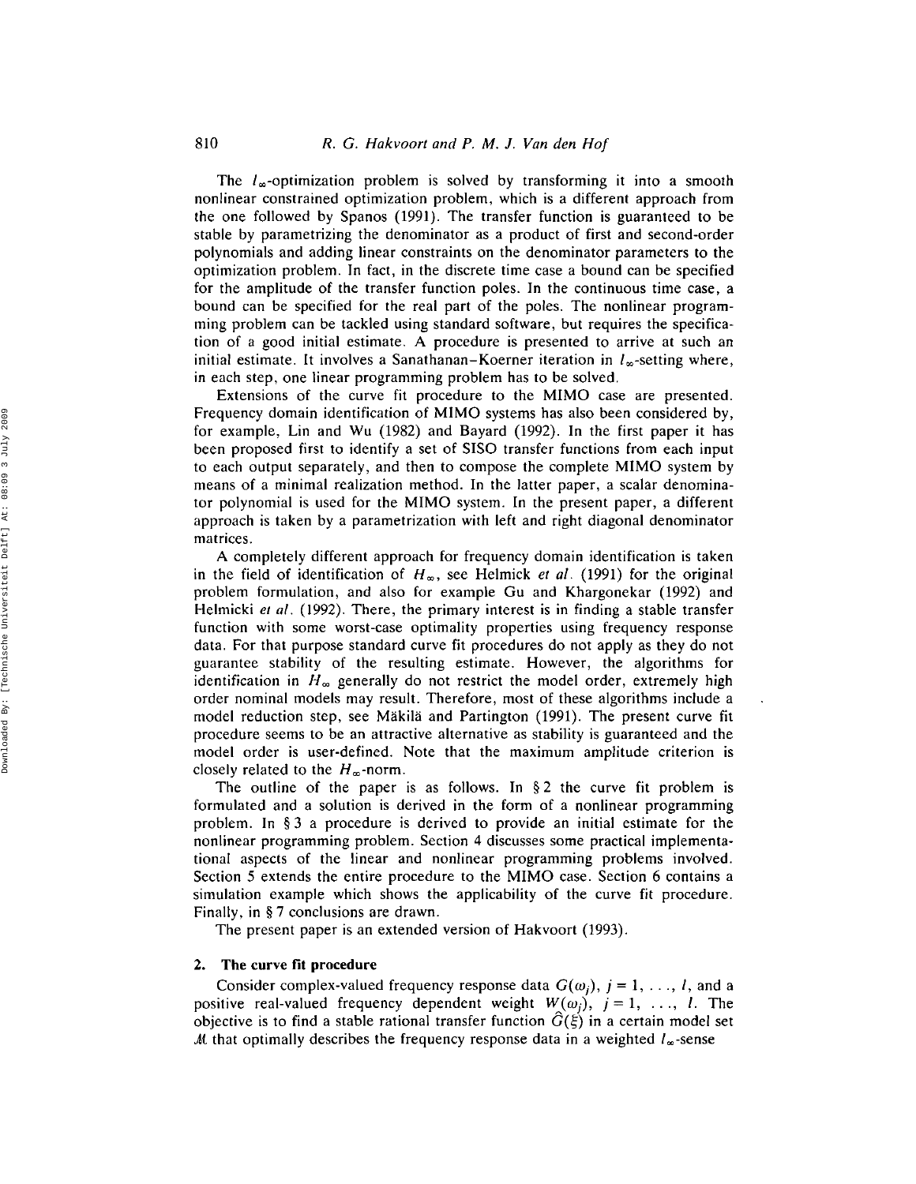The $l_\infty$-optimization problem is solved by transforming it into a smooth nonlinear constrained optimization problem, which is a different approach from the one followed by Spanos (1991). The transfer function is guaranteed to be stable by parametrizing the denominator as a product of first and second-order polynomials and adding linear constraints on the denominator parameters to the optimization problem. In fact, in the discrete time case a bound can be specified for the amplitude of the transfer function poles. In the continuous time case, a bound can be specified for the real part of the poles. The nonlinear programming problem can be tackled using standard software, but requires the specification of a good initial estimate. A procedure is presented to arrive at such an initial estimate. It involves a Sanathanan–Koerner iteration in $l_\infty$-setting where, in each step, one linear programming problem has to be solved.

Extensions of the curve fit procedure to the MIMO case are presented. Frequency domain identification of MIMO systems has also been considered by, for example, Lin and Wu (1982) and Bayard (1992). In the first paper it has been proposed first to identify a set of SISO transfer functions from each input to each output separately, and then to compose the complete MIMO system by means of a minimal realization method. In the latter paper, a scalar denominator polynomial is used for the MIMO system. In the present paper, a different approach is taken by a parametrization with left and right diagonal denominator matrices.

A completely different approach for frequency domain identification is taken in the field of identification of $H_\infty$, see Helmick *et al.* (1991) for the original problem formulation, and also for example Gu and Khargonekar (1992) and Helmicki *et al.* (1992). There, the primary interest is in finding a stable transfer function with some worst-case optimality properties using frequency response data. For that purpose standard curve fit procedures do not apply as they do not guarantee stability of the resulting estimate. However, the algorithms for identification in $H_\infty$ generally do not restrict the model order, extremely high order nominal models may result. Therefore, most of these algorithms include a model reduction step, see Mäkilä and Partington (1991). The present curve fit procedure seems to be an attractive alternative as stability is guaranteed and the model order is user-defined. Note that the maximum amplitude criterion is closely related to the $H_\infty$-norm.

The outline of the paper is as follows. In § 2 the curve fit problem is formulated and a solution is derived in the form of a nonlinear programming problem. In § 3 a procedure is derived to provide an initial estimate for the nonlinear programming problem. Section 4 discusses some practical implementational aspects of the linear and nonlinear programming problems involved. Section 5 extends the entire procedure to the MIMO case. Section 6 contains a simulation example which shows the applicability of the curve fit procedure. Finally, in § 7 conclusions are drawn.

The present paper is an extended version of Hakvoort (1993).

## 2. The curve fit procedure

Consider complex-valued frequency response data $G(\omega_j)$, $j = 1, \ldots, l$, and a positive real-valued frequency dependent weight $W(\omega_j)$, $j = 1, \ldots, l$. The objective is to find a stable rational transfer function $\hat{G}(\xi)$ in a certain model set $\mathcal{M}$ that optimally describes the frequency response data in a weighted $l_\infty$-sense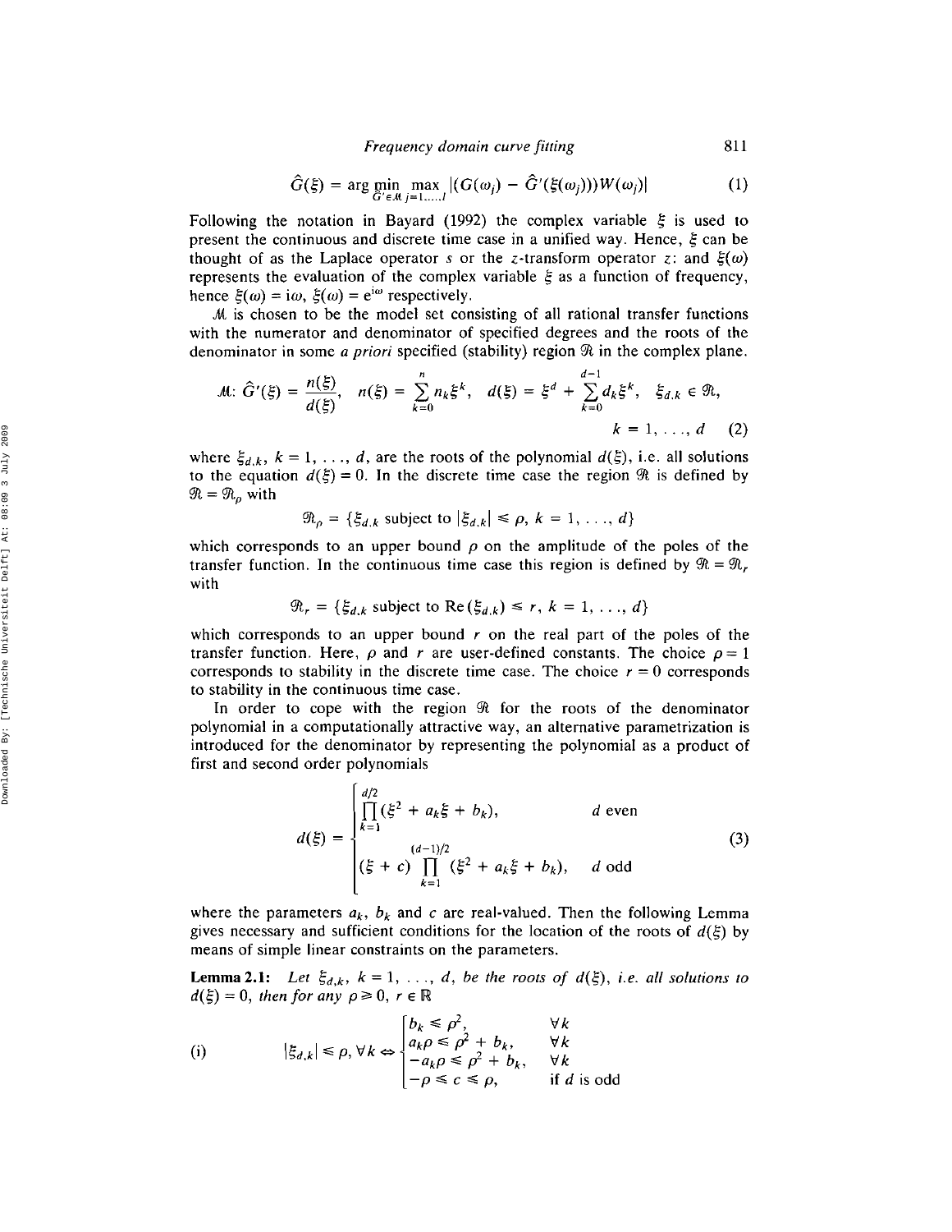$$\hat{G}(\xi) = \arg \min_{\hat{G}' \in \mathcal{M}} \max_{j=1,\ldots,l} |(G(\omega_j) - \hat{G}'(\xi(\omega_j)))W(\omega_j)| \tag{1}$$

Following the notation in Bayard (1992) the complex variable $\xi$ is used to present the continuous and discrete time case in a unified way. Hence, $\xi$ can be thought of as the Laplace operator $s$ or the $z$-transform operator $z$: and $\xi(\omega)$ represents the evaluation of the complex variable $\xi$ as a function of frequency, hence $\xi(\omega) = i\omega$, $\xi(\omega) = e^{i\omega}$ respectively.

$\mathcal{M}$ is chosen to be the model set consisting of all rational transfer functions with the numerator and denominator of specified degrees and the roots of the denominator in some *a priori* specified (stability) region $\mathfrak{R}$ in the complex plane.

$$\mathcal{M}\colon \hat{G}'(\xi) = \frac{n(\xi)}{d(\xi)}, \quad n(\xi) = \sum_{k=0}^{n} n_k \xi^k, \quad d(\xi) = \xi^d + \sum_{k=0}^{d-1} d_k \xi^k, \quad \xi_{d,k} \in \mathfrak{R}, \quad k = 1, \ldots, d \tag{2}$$

where $\xi_{d,k}$, $k = 1, \ldots, d$, are the roots of the polynomial $d(\xi)$, i.e. all solutions to the equation $d(\xi) = 0$. In the discrete time case the region $\mathfrak{R}$ is defined by $\mathfrak{R} = \mathfrak{R}_\rho$ with

$$\mathfrak{R}_\rho = \{\xi_{d,k} \text{ subject to } |\xi_{d,k}| \leq \rho, \ k = 1, \ldots, d\}$$

which corresponds to an upper bound $\rho$ on the amplitude of the poles of the transfer function. In the continuous time case this region is defined by $\mathfrak{R} = \mathfrak{R}_r$ with

$$\mathfrak{R}_r = \{\xi_{d,k} \text{ subject to } \mathrm{Re}(\xi_{d,k}) \leq r, \ k = 1, \ldots, d\}$$

which corresponds to an upper bound $r$ on the real part of the poles of the transfer function. Here, $\rho$ and $r$ are user-defined constants. The choice $\rho = 1$ corresponds to stability in the discrete time case. The choice $r = 0$ corresponds to stability in the continuous time case.

In order to cope with the region $\mathfrak{R}$ for the roots of the denominator polynomial in a computationally attractive way, an alternative parametrization is introduced for the denominator by representing the polynomial as a product of first and second order polynomials

$$d(\xi) = \begin{cases} \displaystyle\prod_{k=1}^{d/2} (\xi^2 + a_k \xi + b_k), & d \text{ even} \\ \displaystyle(\xi + c) \prod_{k=1}^{(d-1)/2} (\xi^2 + a_k \xi + b_k), & d \text{ odd} \end{cases} \tag{3}$$

where the parameters $a_k$, $b_k$ and $c$ are real-valued. Then the following Lemma gives necessary and sufficient conditions for the location of the roots of $d(\xi)$ by means of simple linear constraints on the parameters.

**Lemma 2.1:** *Let $\xi_{d,k}$, $k = 1, \ldots, d$, be the roots of $d(\xi)$, i.e. all solutions to $d(\xi) = 0$, then for any $\rho \geq 0$, $r \in \mathbb{R}$*

$$\text{(i)} \qquad |\xi_{d,k}| \leq \rho, \forall k \Leftrightarrow \begin{cases} b_k \leq \rho^2, & \forall k \\ a_k \rho \leq \rho^2 + b_k, & \forall k \\ -a_k \rho \leq \rho^2 + b_k, & \forall k \\ -\rho \leq c \leq \rho, & \text{if } d \text{ is odd} \end{cases}$$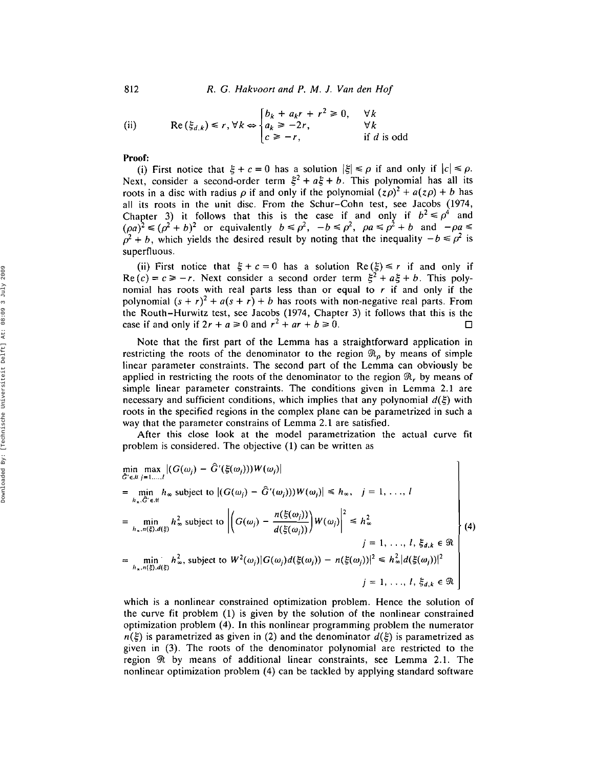(ii) $$\operatorname{Re}(\xi_{d,k}) \leqslant r, \forall k \Leftrightarrow \begin{cases} b_k + a_k r + r^2 \geqslant 0, & \forall k \\ a_k \geqslant -2r, & \forall k \\ c \geqslant -r, & \text{if } d \text{ is odd} \end{cases}$$

**Proof:**

(i) First notice that $\xi + c = 0$ has a solution $|\xi| \leqslant \rho$ if and only if $|c| \leqslant \rho$. Next, consider a second-order term $\xi^2 + a\xi + b$. This polynomial has all its roots in a disc with radius $\rho$ if and only if the polynomial $(z\rho)^2 + a(z\rho) + b$ has all its roots in the unit disc. From the Schur–Cohn test, see Jacobs (1974, Chapter 3) it follows that this is the case if and only if $b^2 \leqslant \rho^4$ and $(\rho a)^2 \leqslant (\rho^2 + b)^2$ or equivalently $b \leqslant \rho^2$, $-b \leqslant \rho^2$, $\rho a \leqslant \rho^2 + b$ and $-\rho a \leqslant \rho^2 + b$, which yields the desired result by noting that the inequality $-b \leqslant \rho^2$ is superfluous.

(ii) First notice that $\xi + c = 0$ has a solution $\operatorname{Re}(\xi) \leqslant r$ if and only if $\operatorname{Re}(c) = c \geqslant -r$. Next consider a second order term $\xi^2 + a\xi + b$. This polynomial has roots with real parts less than or equal to $r$ if and only if the polynomial $(s + r)^2 + a(s + r) + b$ has roots with non-negative real parts. From the Routh–Hurwitz test, see Jacobs (1974, Chapter 3) it follows that this is the case if and only if $2r + a \geqslant 0$ and $r^2 + ar + b \geqslant 0$. □

Note that the first part of the Lemma has a straightforward application in restricting the roots of the denominator to the region $\mathcal{R}_\rho$ by means of simple linear parameter constraints. The second part of the Lemma can obviously be applied in restricting the roots of the denominator to the region $\mathcal{R}_r$ by means of simple linear parameter constraints. The conditions given in Lemma 2.1 are necessary and sufficient conditions, which implies that any polynomial $d(\xi)$ with roots in the specified regions in the complex plane can be parametrized in such a way that the parameter constrains of Lemma 2.1 are satisfied.

After this close look at the model parametrization the actual curve fit problem is considered. The objective (1) can be written as

$$\left.\begin{aligned}
&\min_{\hat{G}' \in \mathcal{M}} \max_{j=1,\ldots,l} |(G(\omega_j) - \hat{G}'(\xi(\omega_j)))W(\omega_j)| \\
&= \min_{h_\infty, \hat{G}' \in \mathcal{M}} h_\infty \text{ subject to } |(G(\omega_j) - \hat{G}'(\omega_j))W(\omega_j)| \leqslant h_\infty, \quad j = 1, \ldots, l \\
&= \min_{h_\infty, n(\xi), d(\xi)} h_\infty^2 \text{ subject to } \left|\left(G(\omega_j) - \frac{n(\xi(\omega_j))}{d(\xi(\omega_j))}\right)W(\omega_j)\right|^2 \leqslant h_\infty^2 \\
&\qquad\qquad\qquad\qquad\qquad\qquad j = 1, \ldots, l, \ \xi_{d,k} \in \mathcal{R} \\
&= \min_{h_\infty, n(\xi), d(\xi)} h_\infty^2, \text{ subject to } W^2(\omega_j)|G(\omega_j)d(\xi(\omega_j)) - n(\xi(\omega_j))|^2 \leqslant h_\infty^2 |d(\xi(\omega_j))|^2 \\
&\qquad\qquad\qquad\qquad\qquad\qquad j = 1, \ldots, l, \ \xi_{d,k} \in \mathcal{R}
\end{aligned}\right\} \quad (4)$$

which is a nonlinear constrained optimization problem. Hence the solution of the curve fit problem (1) is given by the solution of the nonlinear constrained optimization problem (4). In this nonlinear programming problem the numerator $n(\xi)$ is parametrized as given in (2) and the denominator $d(\xi)$ is parametrized as given in (3). The roots of the denominator polynomial are restricted to the region $\mathcal{R}$ by means of additional linear constraints, see Lemma 2.1. The nonlinear optimization problem (4) can be tackled by applying standard software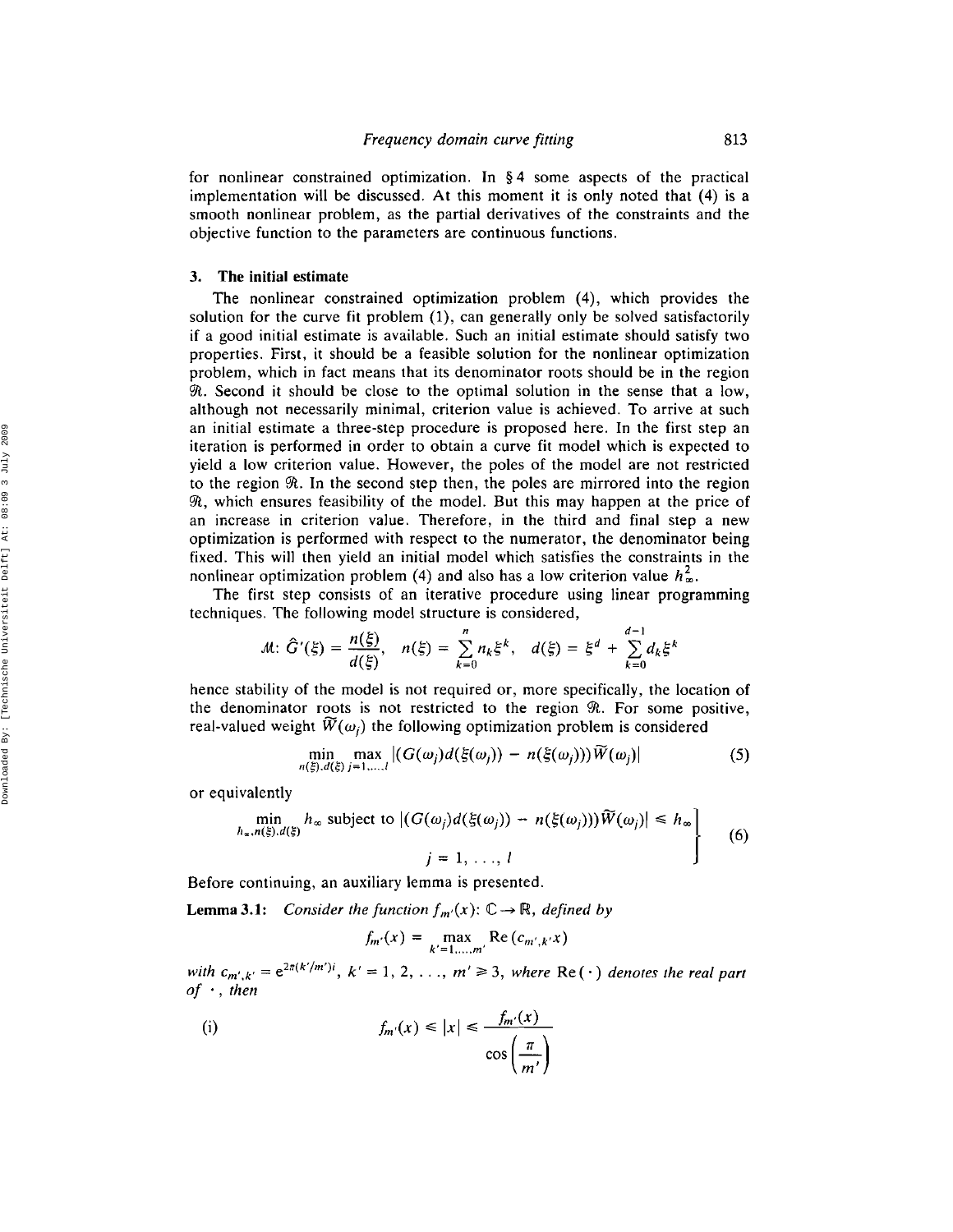for nonlinear constrained optimization. In § 4 some aspects of the practical implementation will be discussed. At this moment it is only noted that (4) is a smooth nonlinear problem, as the partial derivatives of the constraints and the objective function to the parameters are continuous functions.

## 3. The initial estimate

The nonlinear constrained optimization problem (4), which provides the solution for the curve fit problem (1), can generally only be solved satisfactorily if a good initial estimate is available. Such an initial estimate should satisfy two properties. First, it should be a feasible solution for the nonlinear optimization problem, which in fact means that its denominator roots should be in the region $\mathfrak{R}$. Second it should be close to the optimal solution in the sense that a low, although not necessarily minimal, criterion value is achieved. To arrive at such an initial estimate a three-step procedure is proposed here. In the first step an iteration is performed in order to obtain a curve fit model which is expected to yield a low criterion value. However, the poles of the model are not restricted to the region $\mathfrak{R}$. In the second step then, the poles are mirrored into the region $\mathfrak{R}$, which ensures feasibility of the model. But this may happen at the price of an increase in criterion value. Therefore, in the third and final step a new optimization is performed with respect to the numerator, the denominator being fixed. This will then yield an initial model which satisfies the constraints in the nonlinear optimization problem (4) and also has a low criterion value $h_\infty^2$.

The first step consists of an iterative procedure using linear programming techniques. The following model structure is considered,

$$\mathcal{M}\colon \hat{G}'(\xi) = \frac{n(\xi)}{d(\xi)}, \quad n(\xi) = \sum_{k=0}^{n} n_k \xi^k, \quad d(\xi) = \xi^d + \sum_{k=0}^{d-1} d_k \xi^k$$

hence stability of the model is not required or, more specifically, the location of the denominator roots is not restricted to the region $\mathfrak{R}$. For some positive, real-valued weight $\widetilde{W}(\omega_j)$ the following optimization problem is considered

$$\min_{n(\xi), d(\xi)} \max_{j=1,\dots,l} |(G(\omega_j) d(\xi(\omega_j)) - n(\xi(\omega_j)))\widetilde{W}(\omega_j)| \tag{5}$$

or equivalently

$$\left.\begin{aligned} \min_{h_\infty, n(\xi), d(\xi)} h_\infty \text{ subject to } |(G(\omega_j) d(\xi(\omega_j)) - n(\xi(\omega_j)))\widetilde{W}(\omega_j)| \leq h_\infty \\ j = 1, \dots, l \end{aligned}\right\} \tag{6}$$

Before continuing, an auxiliary lemma is presented.

**Lemma 3.1:** *Consider the function $f_{m'}(x)\colon \mathbb{C} \to \mathbb{R}$, defined by*

$$f_{m'}(x) = \max_{k'=1,\dots,m'} \operatorname{Re}(c_{m',k'} x)$$

*with $c_{m',k'} = e^{2\pi(k'/m')i}$, $k' = 1, 2, \dots, m' \geq 3$, where $\operatorname{Re}(\cdot)$ denotes the real part of $\cdot$, then*

(i)
$$f_{m'}(x) \leq |x| \leq \frac{f_{m'}(x)}{\cos\left(\dfrac{\pi}{m'}\right)}$$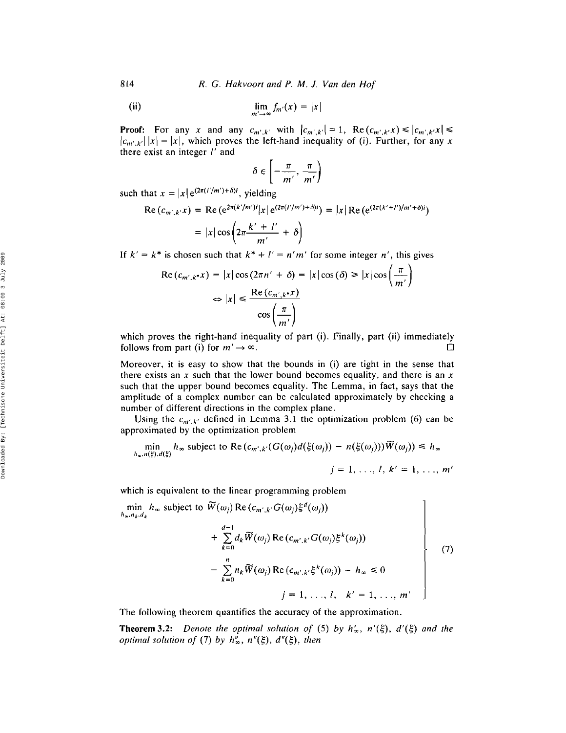(ii)
$$\lim_{m' \to \infty} f_{m'}(x) = |x|$$

**Proof:** For any $x$ and any $c_{m',k'}$ with $|c_{m',k'}| = 1$, $\operatorname{Re}(c_{m',k'}x) \leq |c_{m',k'}x| \leq |c_{m',k'}|\,|x| = |x|$, which proves the left-hand inequality of (i). Further, for any $x$ there exist an integer $l'$ and

$$\delta \in \left[-\frac{\pi}{m'}, \frac{\pi}{m'}\right)$$

such that $x = |x|\,e^{(2\pi(l'/m')+\delta)i}$, yielding

$$\operatorname{Re}(c_{m',k'}x) = \operatorname{Re}(e^{2\pi(k'/m')i}|x|\,e^{(2\pi(l'/m')+\delta)i}) = |x|\operatorname{Re}(e^{(2\pi(k'+l')/m'+\delta)i})$$
$$= |x|\cos\left(2\pi\frac{k'+l'}{m'} + \delta\right)$$

If $k' = k^*$ is chosen such that $k^* + l' = n'm'$ for some integer $n'$, this gives

$$\operatorname{Re}(c_{m',k^*}x) = |x|\cos(2\pi n' + \delta) = |x|\cos(\delta) \geq |x|\cos\left(\frac{\pi}{m'}\right)$$
$$\Leftrightarrow |x| \leq \frac{\operatorname{Re}(c_{m',k^*}x)}{\cos\left(\dfrac{\pi}{m'}\right)}$$

which proves the right-hand inequality of part (i). Finally, part (ii) immediately follows from part (i) for $m' \to \infty$. □

Moreover, it is easy to show that the bounds in (i) are tight in the sense that there exists an $x$ such that the lower bound becomes equality, and there is an $x$ such that the upper bound becomes equality. The Lemma, in fact, says that the amplitude of a complex number can be calculated approximately by checking a number of different directions in the complex plane.

Using the $c_{m',k'}$ defined in Lemma 3.1 the optimization problem (6) can be approximated by the optimization problem

$$\min_{h_\infty, n(\xi), d(\xi)} h_\infty \text{ subject to } \operatorname{Re}(c_{m',k'}(G(\omega_j)d(\xi(\omega_j)) - n(\xi(\omega_j)))\widetilde{W}(\omega_j)) \leq h_\infty$$
$$j = 1, \ldots, l, \; k' = 1, \ldots, m'$$

which is equivalent to the linear programming problem

$$\left.\begin{aligned}
\min_{h_\infty, n_k, d_k} h_\infty \text{ subject to } & \widetilde{W}(\omega_j)\operatorname{Re}(c_{m',k'}G(\omega_j)\xi^d(\omega_j)) \\
& + \sum_{k=0}^{d-1} d_k \widetilde{W}(\omega_j)\operatorname{Re}(c_{m',k'}G(\omega_j)\xi^k(\omega_j)) \\
& - \sum_{k=0}^{n} n_k \widetilde{W}(\omega_j)\operatorname{Re}(c_{m',k'}\xi^k(\omega_j)) - h_\infty \leq 0 \\
& j = 1, \ldots, l, \quad k' = 1, \ldots, m'
\end{aligned}\right\} \tag{7}$$

The following theorem quantifies the accuracy of the approximation.

**Theorem 3.2:** *Denote the optimal solution of* (5) *by* $h'_\infty$, $n'(\xi)$, $d'(\xi)$ *and the optimal solution of* (7) *by* $h''_\infty$, $n''(\xi)$, $d''(\xi)$, *then*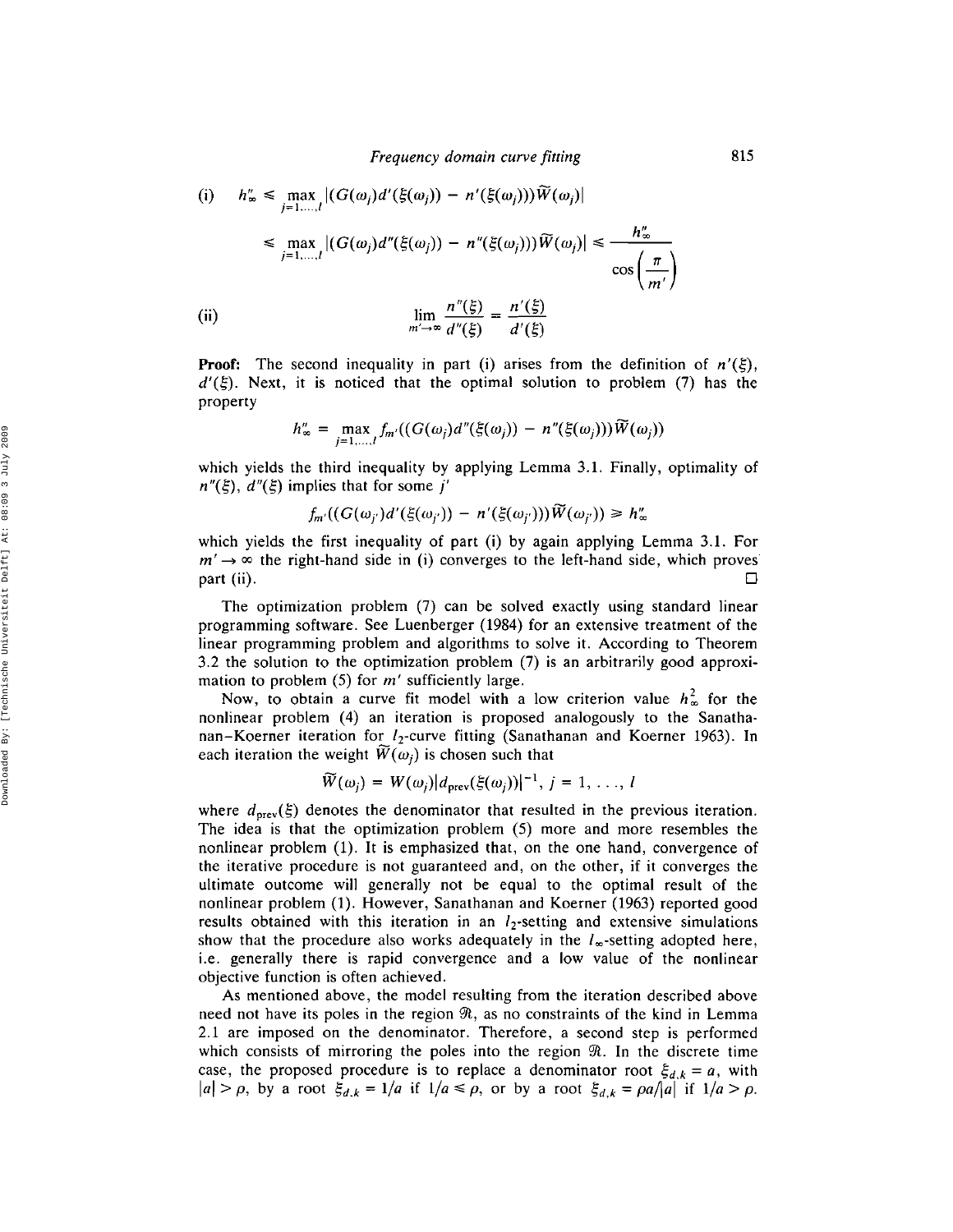(i) $$h''_\infty \leq \max_{j=1,\ldots,l} |(G(\omega_j)d'(\xi(\omega_j)) - n'(\xi(\omega_j)))\widetilde{W}(\omega_j)|$$

$$\leq \max_{j=1,\ldots,l} |(G(\omega_j)d''(\xi(\omega_j)) - n''(\xi(\omega_j)))\widetilde{W}(\omega_j)| \leq \frac{h''_\infty}{\cos\left(\dfrac{\pi}{m'}\right)}$$

(ii) $$\lim_{m' \to \infty} \frac{n''(\xi)}{d''(\xi)} = \frac{n'(\xi)}{d'(\xi)}$$

**Proof:** The second inequality in part (i) arises from the definition of $n'(\xi)$, $d'(\xi)$. Next, it is noticed that the optimal solution to problem (7) has the property

$$h''_\infty = \max_{j=1,\ldots,l} f_{m'}((G(\omega_j)d''(\xi(\omega_j)) - n''(\xi(\omega_j)))\widetilde{W}(\omega_j))$$

which yields the third inequality by applying Lemma 3.1. Finally, optimality of $n''(\xi)$, $d''(\xi)$ implies that for some $j'$

$$f_{m'}((G(\omega_{j'})d'(\xi(\omega_{j'})) - n'(\xi(\omega_{j'})))\widetilde{W}(\omega_{j'})) \geq h''_\infty$$

which yields the first inequality of part (i) by again applying Lemma 3.1. For $m' \to \infty$ the right-hand side in (i) converges to the left-hand side, which proves part (ii). □

The optimization problem (7) can be solved exactly using standard linear programming software. See Luenberger (1984) for an extensive treatment of the linear programming problem and algorithms to solve it. According to Theorem 3.2 the solution to the optimization problem (7) is an arbitrarily good approximation to problem (5) for $m'$ sufficiently large.

Now, to obtain a curve fit model with a low criterion value $h^2_\infty$ for the nonlinear problem (4) an iteration is proposed analogously to the Sanathanan–Koerner iteration for $l_2$-curve fitting (Sanathanan and Koerner 1963). In each iteration the weight $\widetilde{W}(\omega_j)$ is chosen such that

$$\widetilde{W}(\omega_j) = W(\omega_j)|d_{\text{prev}}(\xi(\omega_j))|^{-1}, \; j = 1, \ldots, l$$

where $d_{\text{prev}}(\xi)$ denotes the denominator that resulted in the previous iteration. The idea is that the optimization problem (5) more and more resembles the nonlinear problem (1). It is emphasized that, on the one hand, convergence of the iterative procedure is not guaranteed and, on the other, if it converges the ultimate outcome will generally not be equal to the optimal result of the nonlinear problem (1). However, Sanathanan and Koerner (1963) reported good results obtained with this iteration in an $l_2$-setting and extensive simulations show that the procedure also works adequately in the $l_\infty$-setting adopted here, i.e. generally there is rapid convergence and a low value of the nonlinear objective function is often achieved.

As mentioned above, the model resulting from the iteration described above need not have its poles in the region $\mathfrak{R}$, as no constraints of the kind in Lemma 2.1 are imposed on the denominator. Therefore, a second step is performed which consists of mirroring the poles into the region $\mathfrak{R}$. In the discrete time case, the proposed procedure is to replace a denominator root $\xi_{d,k} = a$, with $|a| > \rho$, by a root $\xi_{d,k} = 1/a$ if $1/a \leq \rho$, or by a root $\xi_{d,k} = \rho a/|a|$ if $1/a > \rho$.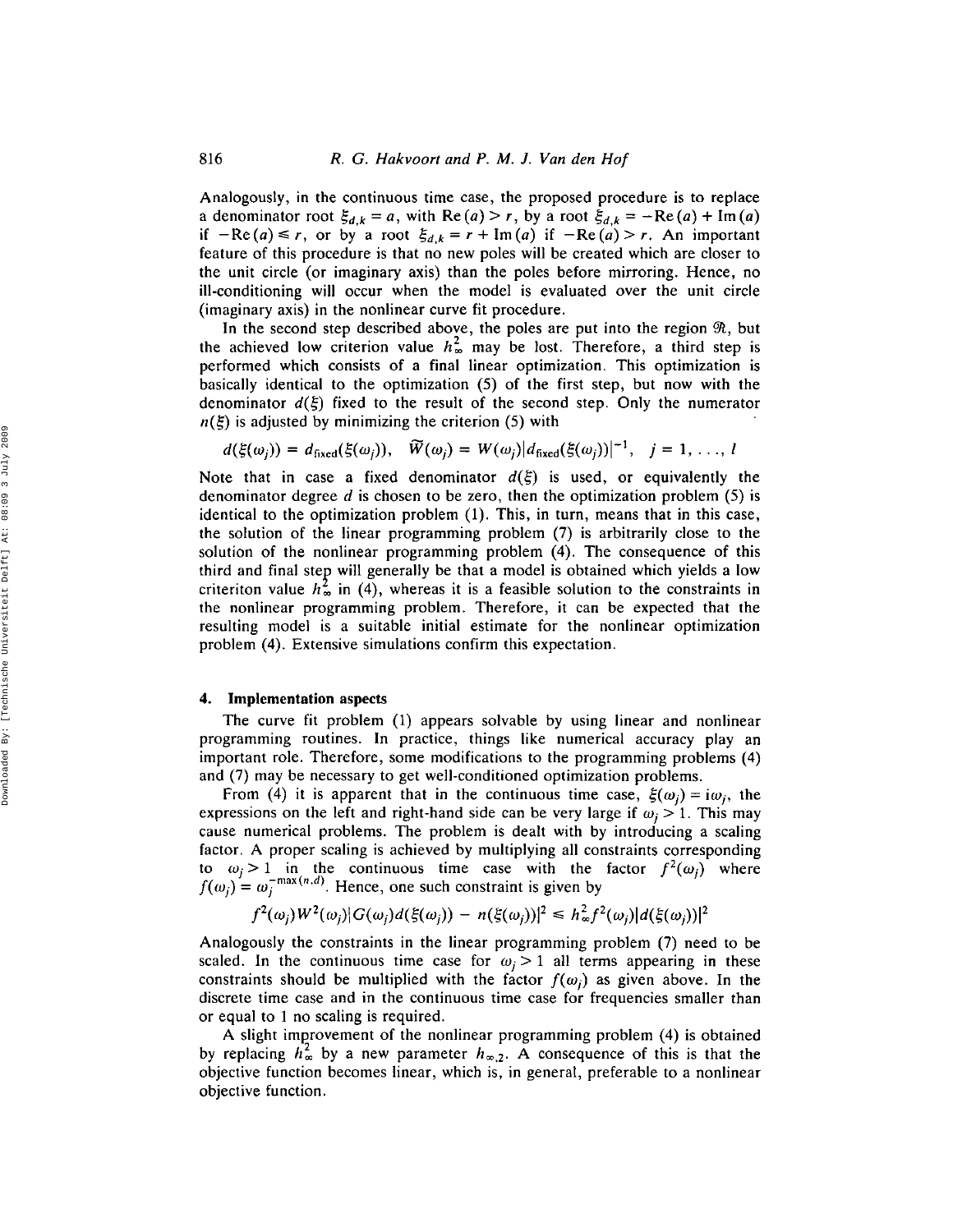Analogously, in the continuous time case, the proposed procedure is to replace a denominator root $\xi_{d,k} = a$, with $\mathrm{Re}(a) > r$, by a root $\xi_{d,k} = -\mathrm{Re}(a) + \mathrm{Im}(a)$ if $-\mathrm{Re}(a) \leq r$, or by a root $\xi_{d,k} = r + \mathrm{Im}(a)$ if $-\mathrm{Re}(a) > r$. An important feature of this procedure is that no new poles will be created which are closer to the unit circle (or imaginary axis) than the poles before mirroring. Hence, no ill-conditioning will occur when the model is evaluated over the unit circle (imaginary axis) in the nonlinear curve fit procedure.

In the second step described above, the poles are put into the region $\mathfrak{R}$, but the achieved low criterion value $h_\infty^2$ may be lost. Therefore, a third step is performed which consists of a final linear optimization. This optimization is basically identical to the optimization (5) of the first step, but now with the denominator $d(\xi)$ fixed to the result of the second step. Only the numerator $n(\xi)$ is adjusted by minimizing the criterion (5) with

$$d(\xi(\omega_j)) = d_{\text{fixed}}(\xi(\omega_j)), \quad \tilde{W}(\omega_j) = W(\omega_j)|d_{\text{fixed}}(\xi(\omega_j))|^{-1}, \quad j = 1, \ldots, l$$

Note that in case a fixed denominator $d(\xi)$ is used, or equivalently the denominator degree $d$ is chosen to be zero, then the optimization problem (5) is identical to the optimization problem (1). This, in turn, means that in this case, the solution of the linear programming problem (7) is arbitrarily close to the solution of the nonlinear programming problem (4). The consequence of this third and final step will generally be that a model is obtained which yields a low criteriton value $h_\infty^2$ in (4), whereas it is a feasible solution to the constraints in the nonlinear programming problem. Therefore, it can be expected that the resulting model is a suitable initial estimate for the nonlinear optimization problem (4). Extensive simulations confirm this expectation.

## 4. Implementation aspects

The curve fit problem (1) appears solvable by using linear and nonlinear programming routines. In practice, things like numerical accuracy play an important role. Therefore, some modifications to the programming problems (4) and (7) may be necessary to get well-conditioned optimization problems.

From (4) it is apparent that in the continuous time case, $\xi(\omega_j) = i\omega_j$, the expressions on the left and right-hand side can be very large if $\omega_j > 1$. This may cause numerical problems. The problem is dealt with by introducing a scaling factor. A proper scaling is achieved by multiplying all constraints corresponding to $\omega_j > 1$ in the continuous time case with the factor $f^2(\omega_j)$ where $f(\omega_j) = \omega_j^{-\max(n,d)}$. Hence, one such constraint is given by

$$f^2(\omega_j)W^2(\omega_j)|G(\omega_j)d(\xi(\omega_j)) - n(\xi(\omega_j))|^2 \leq h_\infty^2 f^2(\omega_j)|d(\xi(\omega_j))|^2$$

Analogously the constraints in the linear programming problem (7) need to be scaled. In the continuous time case for $\omega_j > 1$ all terms appearing in these constraints should be multiplied with the factor $f(\omega_j)$ as given above. In the discrete time case and in the continuous time case for frequencies smaller than or equal to 1 no scaling is required.

A slight improvement of the nonlinear programming problem (4) is obtained by replacing $h_\infty^2$ by a new parameter $h_{\infty,2}$. A consequence of this is that the objective function becomes linear, which is, in general, preferable to a nonlinear objective function.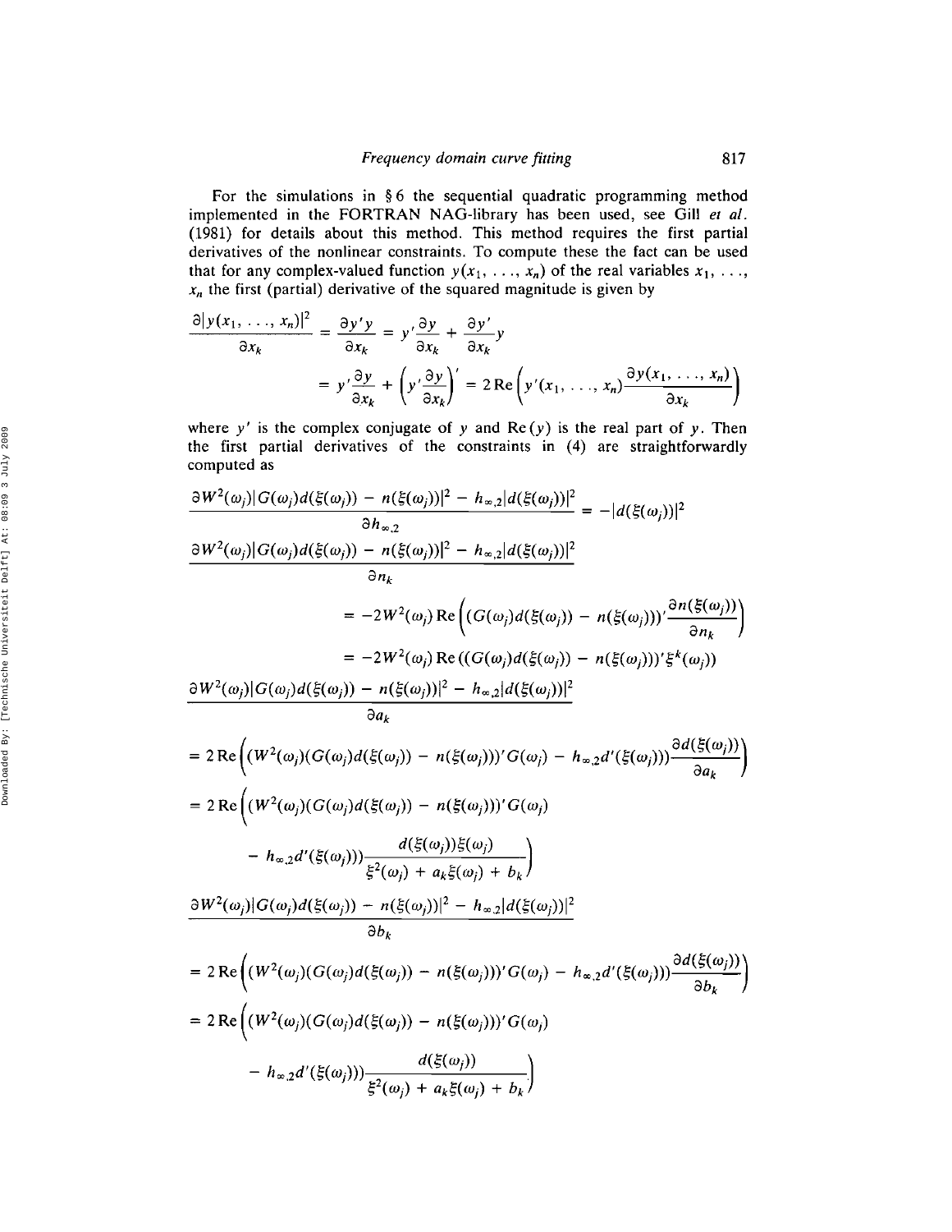For the simulations in § 6 the sequential quadratic programming method implemented in the FORTRAN NAG-library has been used, see Gill *et al.* (1981) for details about this method. This method requires the first partial derivatives of the nonlinear constraints. To compute these the fact can be used that for any complex-valued function $y(x_1, \ldots, x_n)$ of the real variables $x_1, \ldots, x_n$ the first (partial) derivative of the squared magnitude is given by

$$\frac{\partial |y(x_1, \ldots, x_n)|^2}{\partial x_k} = \frac{\partial y' y}{\partial x_k} = y' \frac{\partial y}{\partial x_k} + \frac{\partial y'}{\partial x_k} y$$

$$= y' \frac{\partial y}{\partial x_k} + \left( y' \frac{\partial y}{\partial x_k} \right)' = 2 \operatorname{Re} \left( y'(x_1, \ldots, x_n) \frac{\partial y(x_1, \ldots, x_n)}{\partial x_k} \right)$$

where $y'$ is the complex conjugate of $y$ and $\operatorname{Re}(y)$ is the real part of $y$. Then the first partial derivatives of the constraints in (4) are straightforwardly computed as

$$\frac{\partial W^2(\omega_j) |G(\omega_j) d(\xi(\omega_j)) - n(\xi(\omega_j))|^2 - h_{\infty,2} |d(\xi(\omega_j))|^2}{\partial h_{\infty,2}} = -|d(\xi(\omega_j))|^2$$

$$\frac{\partial W^2(\omega_j) |G(\omega_j) d(\xi(\omega_j)) - n(\xi(\omega_j))|^2 - h_{\infty,2} |d(\xi(\omega_j))|^2}{\partial n_k}$$

$$= -2 W^2(\omega_j) \operatorname{Re} \left( (G(\omega_j) d(\xi(\omega_j)) - n(\xi(\omega_j)))' \frac{\partial n(\xi(\omega_j))}{\partial n_k} \right)$$

$$= -2 W^2(\omega_j) \operatorname{Re} \left( (G(\omega_j) d(\xi(\omega_j)) - n(\xi(\omega_j)))' \xi^k(\omega_j) \right)$$

$$\frac{\partial W^2(\omega_j) |G(\omega_j) d(\xi(\omega_j)) - n(\xi(\omega_j))|^2 - h_{\infty,2} |d(\xi(\omega_j))|^2}{\partial a_k}$$

$$= 2 \operatorname{Re} \left( (W^2(\omega_j) (G(\omega_j) d(\xi(\omega_j)) - n(\xi(\omega_j)))' G(\omega_j) - h_{\infty,2} d'(\xi(\omega_j))) \frac{\partial d(\xi(\omega_j))}{\partial a_k} \right)$$

$$= 2 \operatorname{Re} \left( (W^2(\omega_j) (G(\omega_j) d(\xi(\omega_j)) - n(\xi(\omega_j)))' G(\omega_j) \right.$$
$$\left. - h_{\infty,2} d'(\xi(\omega_j))) \frac{d(\xi(\omega_j)) \xi(\omega_j)}{\xi^2(\omega_j) + a_k \xi(\omega_j) + b_k} \right)$$

$$\frac{\partial W^2(\omega_j) |G(\omega_j) d(\xi(\omega_j)) - n(\xi(\omega_j))|^2 - h_{\infty,2} |d(\xi(\omega_j))|^2}{\partial b_k}$$

$$= 2 \operatorname{Re} \left( (W^2(\omega_j) (G(\omega_j) d(\xi(\omega_j)) - n(\xi(\omega_j)))' G(\omega_j) - h_{\infty,2} d'(\xi(\omega_j))) \frac{\partial d(\xi(\omega_j))}{\partial b_k} \right)$$

$$= 2 \operatorname{Re} \left( (W^2(\omega_j) (G(\omega_j) d(\xi(\omega_j)) - n(\xi(\omega_j)))' G(\omega_j) \right.$$
$$\left. - h_{\infty,2} d'(\xi(\omega_j))) \frac{d(\xi(\omega_j))}{\xi^2(\omega_j) + a_k \xi(\omega_j) + b_k} \right)$$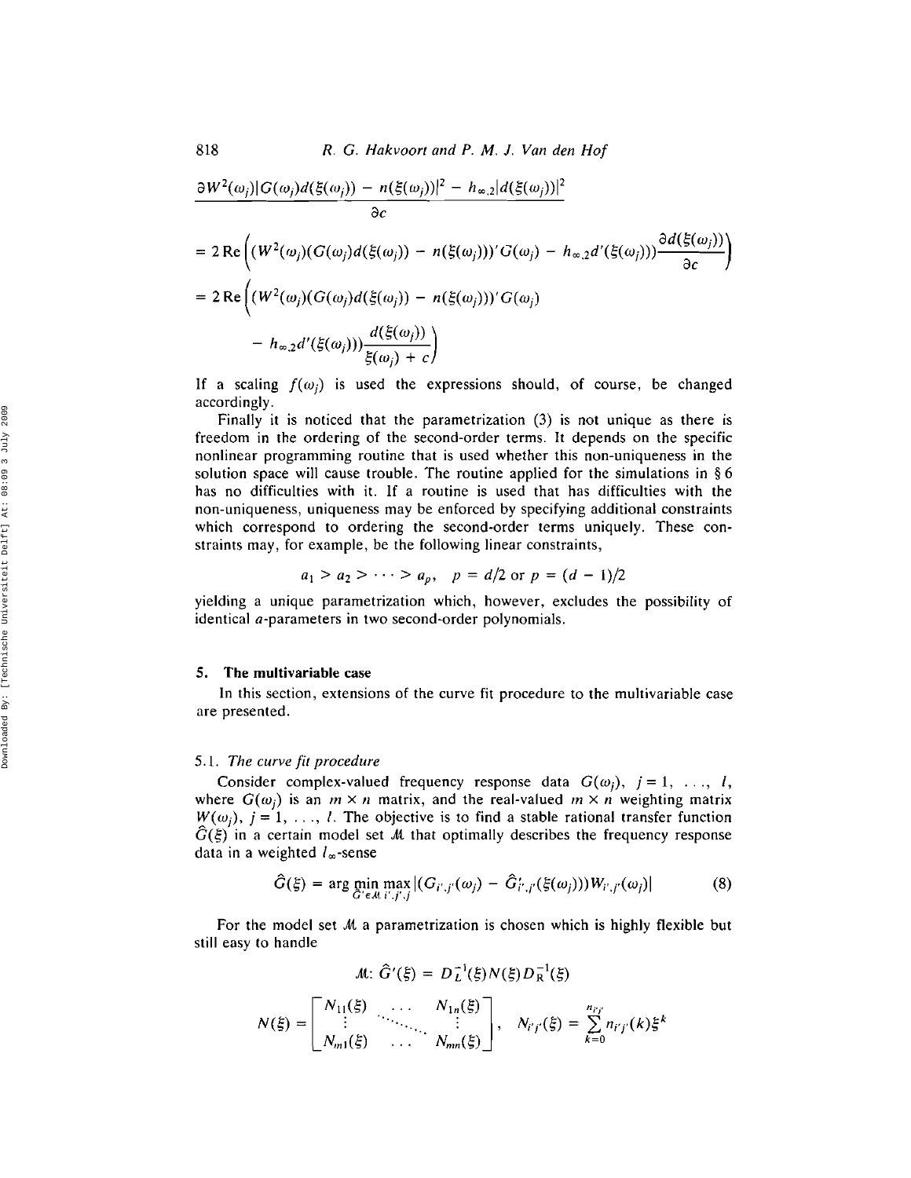$$\frac{\partial W^2(\omega_j)|G(\omega_j)d(\xi(\omega_j)) - n(\xi(\omega_j))|^2 - h_{\infty,2}|d(\xi(\omega_j))|^2}{\partial c}$$

$$= 2\,\mathrm{Re}\left((W^2(\omega_j)(G(\omega_j)d(\xi(\omega_j)) - n(\xi(\omega_j)))'G(\omega_j) - h_{\infty,2}d'(\xi(\omega_j)))\frac{\partial d(\xi(\omega_j))}{\partial c}\right)$$

$$= 2\,\mathrm{Re}\Bigg((W^2(\omega_j)(G(\omega_j)d(\xi(\omega_j)) - n(\xi(\omega_j)))'G(\omega_j)$$

$$- h_{\infty,2}d'(\xi(\omega_j)))\frac{d(\xi(\omega_j))}{\xi(\omega_j) + c}\Bigg)$$

If a scaling $f(\omega_j)$ is used the expressions should, of course, be changed accordingly.

Finally it is noticed that the parametrization (3) is not unique as there is freedom in the ordering of the second-order terms. It depends on the specific nonlinear programming routine that is used whether this non-uniqueness in the solution space will cause trouble. The routine applied for the simulations in § 6 has no difficulties with it. If a routine is used that has difficulties with the non-uniqueness, uniqueness may be enforced by specifying additional constraints which correspond to ordering the second-order terms uniquely. These constraints may, for example, be the following linear constraints,

$$a_1 > a_2 > \cdots > a_p, \quad p = d/2 \text{ or } p = (d-1)/2$$

yielding a unique parametrization which, however, excludes the possibility of identical $a$-parameters in two second-order polynomials.

## 5. The multivariable case

In this section, extensions of the curve fit procedure to the multivariable case are presented.

### 5.1. *The curve fit procedure*

Consider complex-valued frequency response data $G(\omega_j)$, $j = 1, \ldots, l$, where $G(\omega_j)$ is an $m \times n$ matrix, and the real-valued $m \times n$ weighting matrix $W(\omega_j)$, $j = 1, \ldots, l$. The objective is to find a stable rational transfer function $\hat{G}(\xi)$ in a certain model set $\mathcal{M}$ that optimally describes the frequency response data in a weighted $l_\infty$-sense

$$\hat{G}(\xi) = \arg \min_{\hat{G}' \in \mathcal{M}} \max_{i',j',j} |(G_{i',j'}(\omega_j) - \hat{G}'_{i',j'}(\xi(\omega_j)))W_{i',j'}(\omega_j)| \tag{8}$$

For the model set $\mathcal{M}$ a parametrization is chosen which is highly flexible but still easy to handle

$$\mathcal{M}: \hat{G}'(\xi) = D_L^{-1}(\xi)N(\xi)D_R^{-1}(\xi)$$

$$N(\xi) = \begin{bmatrix} N_{11}(\xi) & \cdots & N_{1n}(\xi) \\ \vdots & \ddots & \vdots \\ N_{m1}(\xi) & \cdots & N_{mn}(\xi) \end{bmatrix}, \quad N_{i'j'}(\xi) = \sum_{k=0}^{n_{i'j'}} n_{i'j'}(k)\xi^k$$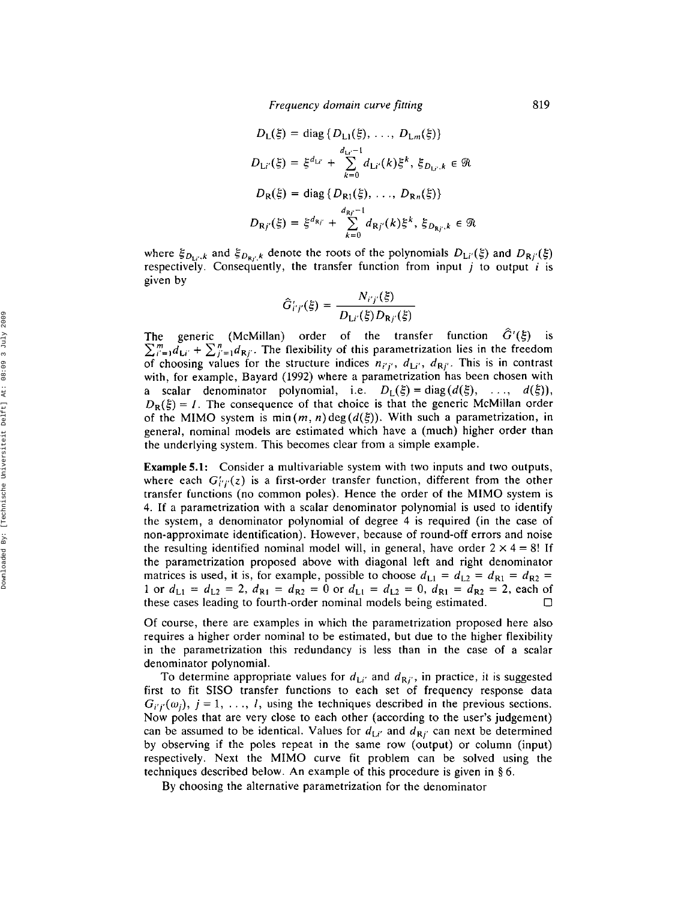$$D_{\mathrm{L}}(\xi) = \mathrm{diag}\{D_{\mathrm{L}1}(\xi), \ldots, D_{\mathrm{L}m}(\xi)\}$$

$$D_{\mathrm{L}i'}(\xi) = \xi^{d_{\mathrm{L}i'}} + \sum_{k=0}^{d_{\mathrm{L}i'}-1} d_{\mathrm{L}i'}(k)\xi^k, \; \xi_{D_{\mathrm{L}i'},k} \in \mathfrak{R}$$

$$D_{\mathrm{R}}(\xi) = \mathrm{diag}\{D_{\mathrm{R}1}(\xi), \ldots, D_{\mathrm{R}n}(\xi)\}$$

$$D_{\mathrm{R}j'}(\xi) = \xi^{d_{\mathrm{R}j'}} + \sum_{k=0}^{d_{\mathrm{R}j'}-1} d_{\mathrm{R}j'}(k)\xi^k, \; \xi_{D_{\mathrm{R}j'},k} \in \mathfrak{R}$$

where $\xi_{D_{\mathrm{L}i'},k}$ and $\xi_{D_{\mathrm{R}j'},k}$ denote the roots of the polynomials $D_{\mathrm{L}i'}(\xi)$ and $D_{\mathrm{R}j'}(\xi)$ respectively. Consequently, the transfer function from input $j$ to output $i$ is given by

$$\hat{G}'_{i'j'}(\xi) = \frac{N_{i'j'}(\xi)}{D_{\mathrm{L}i'}(\xi)D_{\mathrm{R}j'}(\xi)}$$

The generic (McMillan) order of the transfer function $\hat{G}'(\xi)$ is $\sum_{i'=1}^{m} d_{\mathrm{L}i'} + \sum_{j'=1}^{n} d_{\mathrm{R}j'}$. The flexibility of this parametrization lies in the freedom of choosing values for the structure indices $n_{i'j'}$, $d_{\mathrm{L}i'}$, $d_{\mathrm{R}j'}$. This is in contrast with, for example, Bayard (1992) where a parametrization has been chosen with a scalar denominator polynomial, i.e. $D_{\mathrm{L}}(\xi) = \mathrm{diag}(d(\xi), \ldots, d(\xi))$, $D_{\mathrm{R}}(\xi) = I$. The consequence of that choice is that the generic McMillan order of the MIMO system is $\min(m, n)\deg(d(\xi))$. With such a parametrization, in general, nominal models are estimated which have a (much) higher order than the underlying system. This becomes clear from a simple example.

**Example 5.1:** Consider a multivariable system with two inputs and two outputs, where each $G'_{i'j'}(z)$ is a first-order transfer function, different from the other transfer functions (no common poles). Hence the order of the MIMO system is 4. If a parametrization with a scalar denominator polynomial is used to identify the system, a denominator polynomial of degree 4 is required (in the case of non-approximate identification). However, because of round-off errors and noise the resulting identified nominal model will, in general, have order $2 \times 4 = 8$! If the parametrization proposed above with diagonal left and right denominator matrices is used, it is, for example, possible to choose $d_{\mathrm{L}1} = d_{\mathrm{L}2} = d_{\mathrm{R}1} = d_{\mathrm{R}2} = 1$ or $d_{\mathrm{L}1} = d_{\mathrm{L}2} = 2$, $d_{\mathrm{R}1} = d_{\mathrm{R}2} = 0$ or $d_{\mathrm{L}1} = d_{\mathrm{L}2} = 0$, $d_{\mathrm{R}1} = d_{\mathrm{R}2} = 2$, each of these cases leading to fourth-order nominal models being estimated. □

Of course, there are examples in which the parametrization proposed here also requires a higher order nominal to be estimated, but due to the higher flexibility in the parametrization this redundancy is less than in the case of a scalar denominator polynomial.

To determine appropriate values for $d_{\mathrm{L}i'}$ and $d_{\mathrm{R}j'}$, in practice, it is suggested first to fit SISO transfer functions to each set of frequency response data $G_{i'j'}(\omega_j)$, $j = 1, \ldots, l$, using the techniques described in the previous sections. Now poles that are very close to each other (according to the user's judgement) can be assumed to be identical. Values for $d_{\mathrm{L}i'}$ and $d_{\mathrm{R}j'}$ can next be determined by observing if the poles repeat in the same row (output) or column (input) respectively. Next the MIMO curve fit problem can be solved using the techniques described below. An example of this procedure is given in § 6.

By choosing the alternative parametrization for the denominator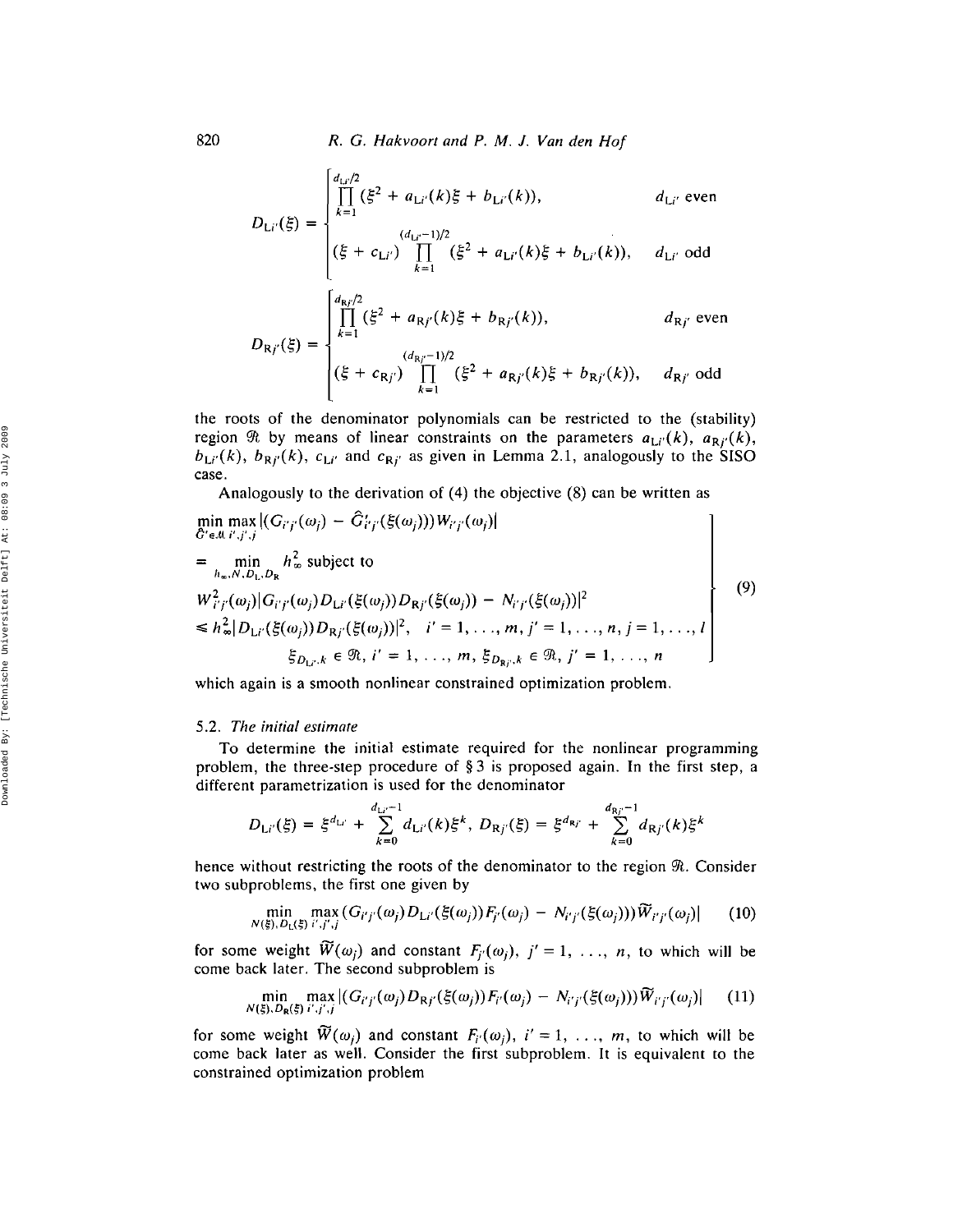$$D_{\mathrm{L}i'}(\xi) = \begin{cases} \prod_{k=1}^{d_{\mathrm{L}i'}/2} (\xi^2 + a_{\mathrm{L}i'}(k)\xi + b_{\mathrm{L}i'}(k)), & d_{\mathrm{L}i'} \text{ even} \\ (\xi + c_{\mathrm{L}i'}) \prod_{k=1}^{(d_{\mathrm{L}i'}-1)/2} (\xi^2 + a_{\mathrm{L}i'}(k)\xi + b_{\mathrm{L}i'}(k)), & d_{\mathrm{L}i'} \text{ odd} \end{cases}$$

$$D_{\mathrm{R}j'}(\xi) = \begin{cases} \prod_{k=1}^{d_{\mathrm{R}j'}/2} (\xi^2 + a_{\mathrm{R}j'}(k)\xi + b_{\mathrm{R}j'}(k)), & d_{\mathrm{R}j'} \text{ even} \\ (\xi + c_{\mathrm{R}j'}) \prod_{k=1}^{(d_{\mathrm{R}j'}-1)/2} (\xi^2 + a_{\mathrm{R}j'}(k)\xi + b_{\mathrm{R}j'}(k)), & d_{\mathrm{R}j'} \text{ odd} \end{cases}$$

the roots of the denominator polynomials can be restricted to the (stability) region $\mathfrak{R}$ by means of linear constraints on the parameters $a_{\mathrm{L}i'}(k)$, $a_{\mathrm{R}j'}(k)$, $b_{\mathrm{L}i'}(k)$, $b_{\mathrm{R}j'}(k)$, $c_{\mathrm{L}i'}$ and $c_{\mathrm{R}j'}$ as given in Lemma 2.1, analogously to the SISO case.

Analogously to the derivation of (4) the objective (8) can be written as

$$\begin{aligned} &\min_{\hat{G}'\in\mathcal{M}} \max_{i',j',j} |(G_{i'j'}(\omega_j) - \hat{G}_{i'j'}(\xi(\omega_j)))W_{i'j'}(\omega_j)| \\ &= \min_{h_\infty, N, D_{\mathrm{L}}, D_{\mathrm{R}}} h_\infty^2 \text{ subject to} \\ &W_{i'j'}^2(\omega_j)|G_{i'j'}(\omega_j)D_{\mathrm{L}i'}(\xi(\omega_j))D_{\mathrm{R}j'}(\xi(\omega_j)) - N_{i'j'}(\xi(\omega_j))|^2 \\ &\leq h_\infty^2 |D_{\mathrm{L}i'}(\xi(\omega_j))D_{\mathrm{R}j'}(\xi(\omega_j))|^2, \quad i' = 1, \ldots, m, j' = 1, \ldots, n, j = 1, \ldots, l \\ &\qquad \xi_{D_{\mathrm{L}i'},k} \in \mathfrak{R},\ i' = 1, \ldots, m,\ \xi_{D_{\mathrm{R}j'},k} \in \mathfrak{R},\ j' = 1, \ldots, n \end{aligned} \tag{9}$$

which again is a smooth nonlinear constrained optimization problem.

### 5.2. *The initial estimate*

To determine the initial estimate required for the nonlinear programming problem, the three-step procedure of § 3 is proposed again. In the first step, a different parametrization is used for the denominator

$$D_{\mathrm{L}i'}(\xi) = \xi^{d_{\mathrm{L}i'}} + \sum_{k=0}^{d_{\mathrm{L}i'}-1} d_{\mathrm{L}i'}(k)\xi^k, \quad D_{\mathrm{R}j'}(\xi) = \xi^{d_{\mathrm{R}j'}} + \sum_{k=0}^{d_{\mathrm{R}j'}-1} d_{\mathrm{R}j'}(k)\xi^k$$

hence without restricting the roots of the denominator to the region $\mathfrak{R}$. Consider two subproblems, the first one given by

$$\min_{N(\xi), D_{\mathrm{L}}(\xi)} \max_{i',j',j} (G_{i'j'}(\omega_j)D_{\mathrm{L}i'}(\xi(\omega_j))F_{j'}(\omega_j) - N_{i'j'}(\xi(\omega_j)))\tilde{W}_{i'j'}(\omega_j)| \tag{10}$$

for some weight $\tilde{W}(\omega_j)$ and constant $F_{j'}(\omega_j)$, $j' = 1, \ldots, n$, to which will be come back later. The second subproblem is

$$\min_{N(\xi), D_{\mathrm{R}}(\xi)} \max_{i',j',j} |(G_{i'j'}(\omega_j)D_{\mathrm{R}j'}(\xi(\omega_j))F_{i'}(\omega_j) - N_{i'j'}(\xi(\omega_j)))\tilde{W}_{i'j'}(\omega_j)| \tag{11}$$

for some weight $\tilde{W}(\omega_j)$ and constant $F_{i'}(\omega_j)$, $i' = 1, \ldots, m$, to which will be come back later as well. Consider the first subproblem. It is equivalent to the constrained optimization problem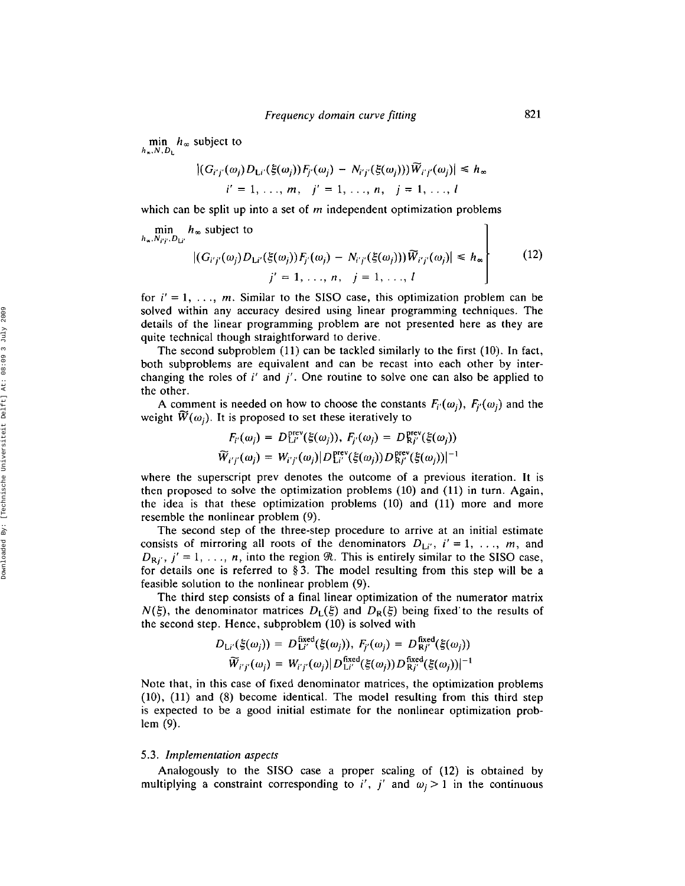$$\min_{h_\infty, N, D_L} h_\infty \text{ subject to}$$

$$|(G_{i'j'}(\omega_j) D_{Li'}(\xi(\omega_j)) F_{j'}(\omega_j) - N_{i'j'}(\xi(\omega_j))) \widetilde{W}_{i'j'}(\omega_j)| \leq h_\infty$$

$$i' = 1, \ldots, m, \quad j' = 1, \ldots, n, \quad j = 1, \ldots, l$$

which can be split up into a set of $m$ independent optimization problems

$$\left.\begin{array}{l} \min_{h_\infty, N_{i'j'}, D_{Li'}} h_\infty \text{ subject to} \\ \quad |(G_{i'j'}(\omega_j) D_{Li'}(\xi(\omega_j)) F_{j'}(\omega_j) - N_{i'j'}(\xi(\omega_j))) \widetilde{W}_{i'j'}(\omega_j)| \leq h_\infty \\ \quad j' = 1, \ldots, n, \quad j = 1, \ldots, l \end{array}\right\} \tag{12}$$

for $i' = 1, \ldots, m$. Similar to the SISO case, this optimization problem can be solved within any accuracy desired using linear programming techniques. The details of the linear programming problem are not presented here as they are quite technical though straightforward to derive.

The second subproblem (11) can be tackled similarly to the first (10). In fact, both subproblems are equivalent and can be recast into each other by interchanging the roles of $i'$ and $j'$. One routine to solve one can also be applied to the other.

A comment is needed on how to choose the constants $F_{i'}(\omega_j)$, $F_{j'}(\omega_j)$ and the weight $\widetilde{W}(\omega_j)$. It is proposed to set these iteratively to

$$F_{i'}(\omega_j) = D_{Li'}^{\text{prev}}(\xi(\omega_j)), \; F_{j'}(\omega_j) = D_{Rj'}^{\text{prev}}(\xi(\omega_j))$$

$$\widetilde{W}_{i'j'}(\omega_j) = W_{i'j'}(\omega_j) |D_{Li'}^{\text{prev}}(\xi(\omega_j)) D_{Rj'}^{\text{prev}}(\xi(\omega_j))|^{-1}$$

where the superscript prev denotes the outcome of a previous iteration. It is then proposed to solve the optimization problems (10) and (11) in turn. Again, the idea is that these optimization problems (10) and (11) more and more resemble the nonlinear problem (9).

The second step of the three-step procedure to arrive at an initial estimate consists of mirroring all roots of the denominators $D_{Li'}$, $i' = 1, \ldots, m$, and $D_{Rj'}$, $j' = 1, \ldots, n$, into the region $\mathfrak{R}$. This is entirely similar to the SISO case, for details one is referred to § 3. The model resulting from this step will be a feasible solution to the nonlinear problem (9).

The third step consists of a final linear optimization of the numerator matrix $N(\xi)$, the denominator matrices $D_L(\xi)$ and $D_R(\xi)$ being fixed to the results of the second step. Hence, subproblem (10) is solved with

$$D_{Li'}(\xi(\omega_j)) = D_{Li'}^{\text{fixed}}(\xi(\omega_j)), \; F_{j'}(\omega_j) = D_{Rj'}^{\text{fixed}}(\xi(\omega_j))$$

$$\widetilde{W}_{i'j'}(\omega_j) = W_{i'j'}(\omega_j) |D_{Li'}^{\text{fixed}}(\xi(\omega_j)) D_{Rj'}^{\text{fixed}}(\xi(\omega_j))|^{-1}$$

Note that, in this case of fixed denominator matrices, the optimization problems (10), (11) and (8) become identical. The model resulting from this third step is expected to be a good initial estimate for the nonlinear optimization problem (9).

### 5.3. *Implementation aspects*

Analogously to the SISO case a proper scaling of (12) is obtained by multiplying a constraint corresponding to $i'$, $j'$ and $\omega_j > 1$ in the continuous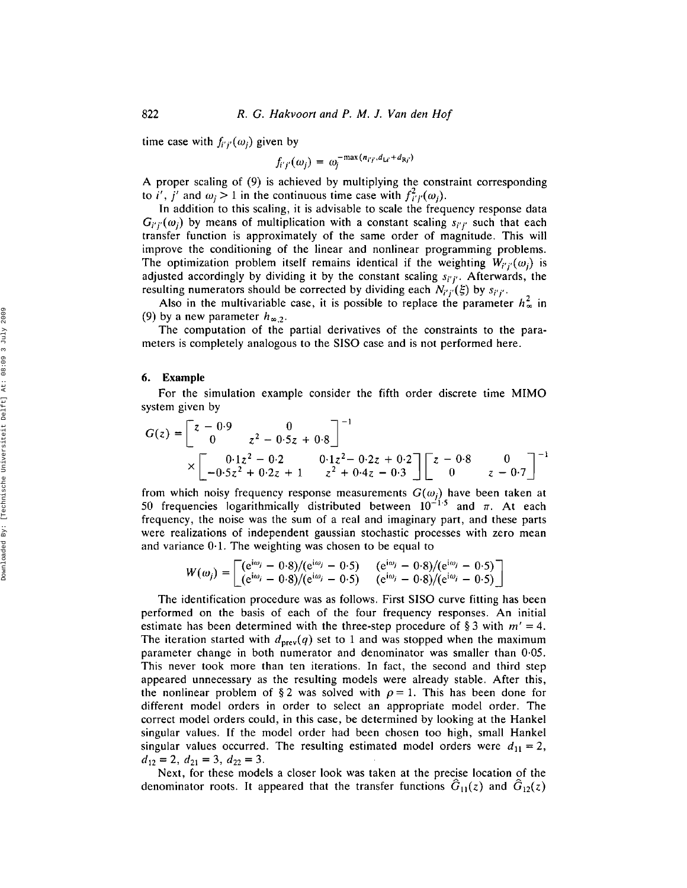time case with $f_{i'j'}(\omega_j)$ given by

$$f_{i'j'}(\omega_j) = \omega_j^{-\max(n_{i'j'}, d_{Li'} + d_{Rj'})}$$

A proper scaling of (9) is achieved by multiplying the constraint corresponding to $i'$, $j'$ and $\omega_j > 1$ in the continuous time case with $f_{i'j'}^2(\omega_j)$.

In addition to this scaling, it is advisable to scale the frequency response data $G_{i'j'}(\omega_j)$ by means of multiplication with a constant scaling $s_{i'j'}$ such that each transfer function is approximately of the same order of magnitude. This will improve the conditioning of the linear and nonlinear programming problems. The optimization problem itself remains identical if the weighting $W_{i'j'}(\omega_j)$ is adjusted accordingly by dividing it by the constant scaling $s_{i'j'}$. Afterwards, the resulting numerators should be corrected by dividing each $N_{i'j'}(\xi)$ by $s_{i'j'}$.

Also in the multivariable case, it is possible to replace the parameter $h_\infty^2$ in (9) by a new parameter $h_{\infty,2}$.

The computation of the partial derivatives of the constraints to the parameters is completely analogous to the SISO case and is not performed here.

## 6. Example

For the simulation example consider the fifth order discrete time MIMO system given by

$$G(z) = \begin{bmatrix} z - 0{\cdot}9 & 0 \\ 0 & z^2 - 0{\cdot}5z + 0{\cdot}8 \end{bmatrix}^{-1} \times \begin{bmatrix} 0{\cdot}1z^2 - 0{\cdot}2 & 0{\cdot}1z^2 - 0{\cdot}2z + 0{\cdot}2 \\ -0{\cdot}5z^2 + 0{\cdot}2z + 1 & z^2 + 0{\cdot}4z - 0{\cdot}3 \end{bmatrix} \begin{bmatrix} z - 0{\cdot}8 & 0 \\ 0 & z - 0{\cdot}7 \end{bmatrix}^{-1}$$

from which noisy frequency response measurements $G(\omega_j)$ have been taken at 50 frequencies logarithmically distributed between $10^{-1{\cdot}5}$ and $\pi$. At each frequency, the noise was the sum of a real and imaginary part, and these parts were realizations of independent gaussian stochastic processes with zero mean and variance 0·1. The weighting was chosen to be equal to

$$W(\omega_j) = \begin{bmatrix} (e^{i\omega_j} - 0{\cdot}8)/(e^{i\omega_j} - 0{\cdot}5) & (e^{i\omega_j} - 0{\cdot}8)/(e^{i\omega_j} - 0{\cdot}5) \\ (e^{i\omega_j} - 0{\cdot}8)/(e^{i\omega_j} - 0{\cdot}5) & (e^{i\omega_j} - 0{\cdot}8)/(e^{i\omega_j} - 0{\cdot}5) \end{bmatrix}$$

The identification procedure was as follows. First SISO curve fitting has been performed on the basis of each of the four frequency responses. An initial estimate has been determined with the three-step procedure of § 3 with $m' = 4$. The iteration started with $d_{\text{prev}}(q)$ set to 1 and was stopped when the maximum parameter change in both numerator and denominator was smaller than 0·05. This never took more than ten iterations. In fact, the second and third step appeared unnecessary as the resulting models were already stable. After this, the nonlinear problem of § 2 was solved with $\rho = 1$. This has been done for different model orders in order to select an appropriate model order. The correct model orders could, in this case, be determined by looking at the Hankel singular values. If the model order had been chosen too high, small Hankel singular values occurred. The resulting estimated model orders were $d_{11} = 2$, $d_{12} = 2$, $d_{21} = 3$, $d_{22} = 3$.

Next, for these models a closer look was taken at the precise location of the denominator roots. It appeared that the transfer functions $\hat{G}_{11}(z)$ and $\hat{G}_{12}(z)$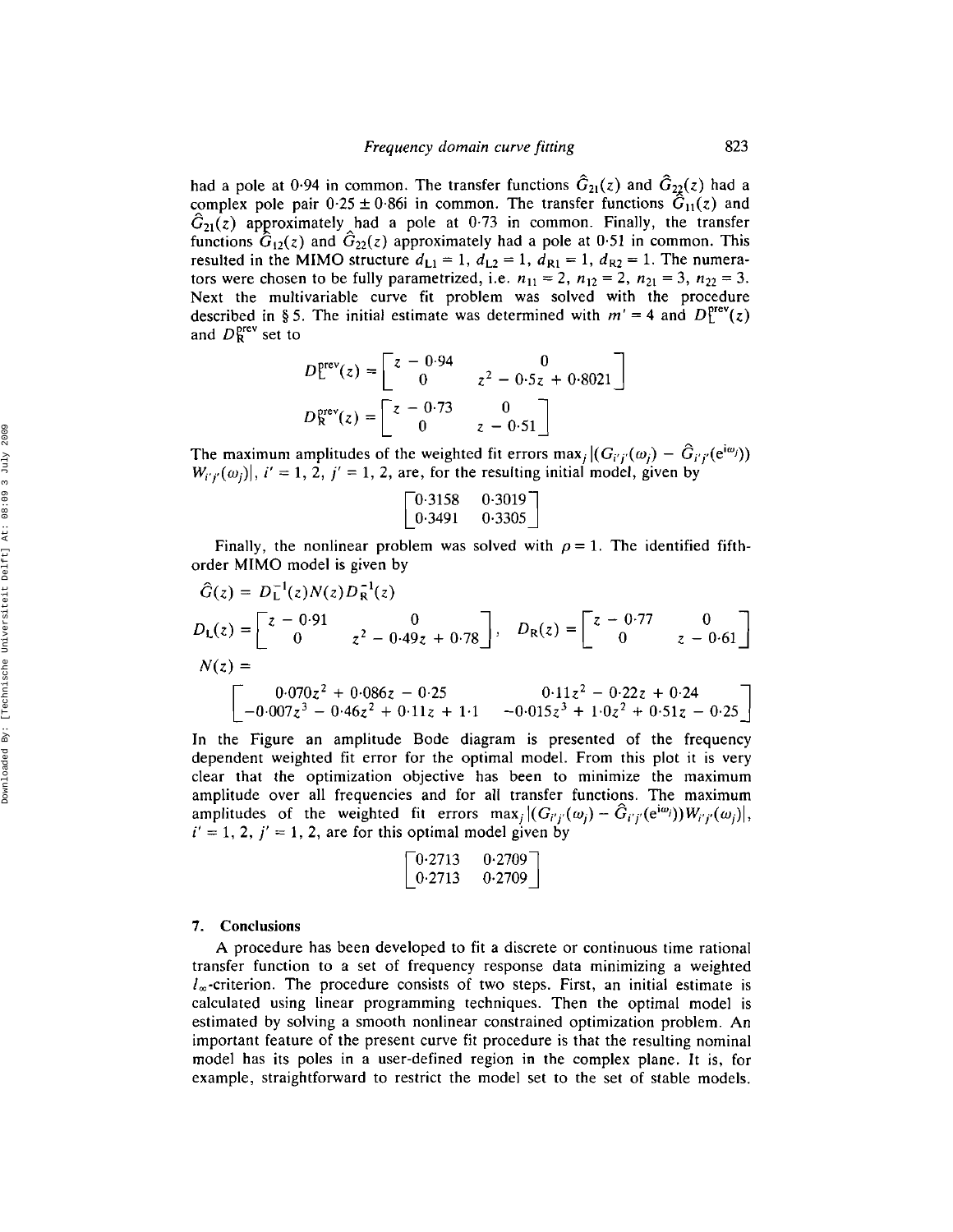had a pole at 0·94 in common. The transfer functions $\hat{G}_{21}(z)$ and $\hat{G}_{22}(z)$ had a complex pole pair $0{\cdot}25 \pm 0{\cdot}86i$ in common. The transfer functions $\hat{G}_{11}(z)$ and $\hat{G}_{21}(z)$ approximately had a pole at 0·73 in common. Finally, the transfer functions $\hat{G}_{12}(z)$ and $\hat{G}_{22}(z)$ approximately had a pole at 0·51 in common. This resulted in the MIMO structure $d_{L1} = 1$, $d_{L2} = 1$, $d_{R1} = 1$, $d_{R2} = 1$. The numerators were chosen to be fully parametrized, i.e. $n_{11} = 2$, $n_{12} = 2$, $n_{21} = 3$, $n_{22} = 3$. Next the multivariable curve fit problem was solved with the procedure described in § 5. The initial estimate was determined with $m' = 4$ and $D_L^{\text{prev}}(z)$ and $D_R^{\text{prev}}$ set to

$$D_L^{\text{prev}}(z) = \begin{bmatrix} z - 0{\cdot}94 & 0 \\ 0 & z^2 - 0{\cdot}5z + 0{\cdot}8021 \end{bmatrix}$$

$$D_R^{\text{prev}}(z) = \begin{bmatrix} z - 0{\cdot}73 & 0 \\ 0 & z - 0{\cdot}51 \end{bmatrix}$$

The maximum amplitudes of the weighted fit errors $\max_j |(G_{i'j'}(\omega_j) - \hat{G}_{i'j'}(e^{i\omega_j}))W_{i'j'}(\omega_j)|$, $i' = 1, 2$, $j' = 1, 2$, are, for the resulting initial model, given by

$$\begin{bmatrix} 0{\cdot}3158 & 0{\cdot}3019 \\ 0{\cdot}3491 & 0{\cdot}3305 \end{bmatrix}$$

Finally, the nonlinear problem was solved with $\rho = 1$. The identified fifth-order MIMO model is given by

$$\hat{G}(z) = D_L^{-1}(z)N(z)D_R^{-1}(z)$$

$$D_L(z) = \begin{bmatrix} z - 0{\cdot}91 & 0 \\ 0 & z^2 - 0{\cdot}49z + 0{\cdot}78 \end{bmatrix}, \quad D_R(z) = \begin{bmatrix} z - 0{\cdot}77 & 0 \\ 0 & z - 0{\cdot}61 \end{bmatrix}$$

$$N(z) = \begin{bmatrix} 0{\cdot}070z^2 + 0{\cdot}086z - 0{\cdot}25 & 0{\cdot}11z^2 - 0{\cdot}22z + 0{\cdot}24 \\ -0{\cdot}007z^3 - 0{\cdot}46z^2 + 0{\cdot}11z + 1{\cdot}1 & -0{\cdot}015z^3 + 1{\cdot}0z^2 + 0{\cdot}51z - 0{\cdot}25 \end{bmatrix}$$

In the Figure an amplitude Bode diagram is presented of the frequency dependent weighted fit error for the optimal model. From this plot it is very clear that the optimization objective has been to minimize the maximum amplitude over all frequencies and for all transfer functions. The maximum amplitudes of the weighted fit errors $\max_j |(G_{i'j'}(\omega_j) - \hat{G}_{i'j'}(e^{i\omega_j}))W_{i'j'}(\omega_j)|$, $i' = 1, 2$, $j' = 1, 2$, are for this optimal model given by

$$\begin{bmatrix} 0{\cdot}2713 & 0{\cdot}2709 \\ 0{\cdot}2713 & 0{\cdot}2709 \end{bmatrix}$$

## 7. Conclusions

A procedure has been developed to fit a discrete or continuous time rational transfer function to a set of frequency response data minimizing a weighted $l_\infty$-criterion. The procedure consists of two steps. First, an initial estimate is calculated using linear programming techniques. Then the optimal model is estimated by solving a smooth nonlinear constrained optimization problem. An important feature of the present curve fit procedure is that the resulting nominal model has its poles in a user-defined region in the complex plane. It is, for example, straightforward to restrict the model set to the set of stable models.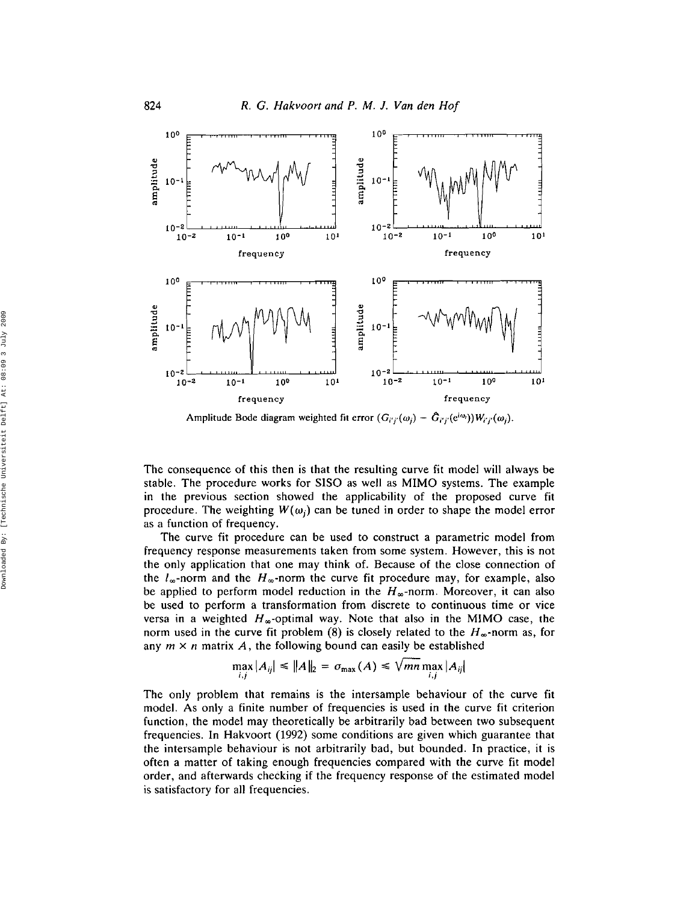Amplitude Bode diagram weighted fit error $(G_{i'j'}(\omega_j) - \hat{G}_{i'j'}(e^{i\omega_j}))W_{i'j'}(\omega_j)$.

The consequence of this then is that the resulting curve fit model will always be stable. The procedure works for SISO as well as MIMO systems. The example in the previous section showed the applicability of the proposed curve fit procedure. The weighting $W(\omega_j)$ can be tuned in order to shape the model error as a function of frequency.

The curve fit procedure can be used to construct a parametric model from frequency response measurements taken from some system. However, this is not the only application that one may think of. Because of the close connection of the $l_\infty$-norm and the $H_\infty$-norm the curve fit procedure may, for example, also be applied to perform model reduction in the $H_\infty$-norm. Moreover, it can also be used to perform a transformation from discrete to continuous time or vice versa in a weighted $H_\infty$-optimal way. Note that also in the MIMO case, the norm used in the curve fit problem (8) is closely related to the $H_\infty$-norm as, for any $m \times n$ matrix $A$, the following bound can easily be established

$$\max_{i,j} |A_{ij}| \leq \|A\|_2 = \sigma_{\max}(A) \leq \sqrt{mn} \max_{i,j} |A_{ij}|$$

The only problem that remains is the intersample behaviour of the curve fit model. As only a finite number of frequencies is used in the curve fit criterion function, the model may theoretically be arbitrarily bad between two subsequent frequencies. In Hakvoort (1992) some conditions are given which guarantee that the intersample behaviour is not arbitrarily bad, but bounded. In practice, it is often a matter of taking enough frequencies compared with the curve fit model order, and afterwards checking if the frequency response of the estimated model is satisfactory for all frequencies.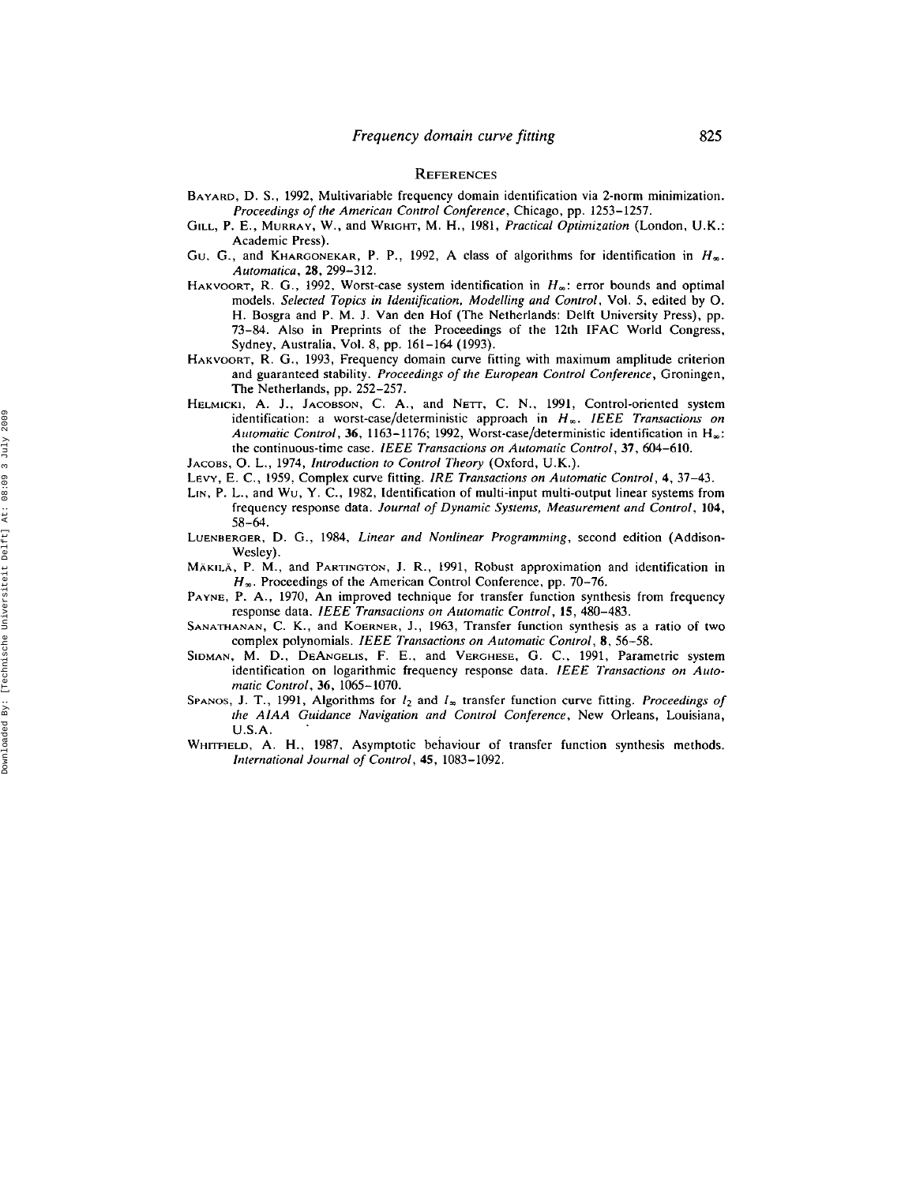## REFERENCES

BAYARD, D. S., 1992, Multivariable frequency domain identification via 2-norm minimization. *Proceedings of the American Control Conference*, Chicago, pp. 1253–1257.

GILL, P. E., MURRAY, W., and WRIGHT, M. H., 1981, *Practical Optimization* (London, U.K.: Academic Press).

GU, G., and KHARGONEKAR, P. P., 1992, A class of algorithms for identification in $H_\infty$. *Automatica*, **28**, 299–312.

HAKVOORT, R. G., 1992, Worst-case system identification in $H_\infty$: error bounds and optimal models. *Selected Topics in Identification, Modelling and Control*, Vol. 5, edited by O. H. Bosgra and P. M. J. Van den Hof (The Netherlands: Delft University Press), pp. 73–84. Also in Preprints of the Proceedings of the 12th IFAC World Congress, Sydney, Australia, Vol. 8, pp. 161–164 (1993).

HAKVOORT, R. G., 1993, Frequency domain curve fitting with maximum amplitude criterion and guaranteed stability. *Proceedings of the European Control Conference*, Groningen, The Netherlands, pp. 252–257.

HELMICKI, A. J., JACOBSON, C. A., and NETT, C. N., 1991, Control-oriented system identification: a worst-case/deterministic approach in $H_\infty$. *IEEE Transactions on Automatic Control*, **36**, 1163–1176; 1992, Worst-case/deterministic identification in $H_\infty$: the continuous-time case. *IEEE Transactions on Automatic Control*, **37**, 604–610.

JACOBS, O. L., 1974, *Introduction to Control Theory* (Oxford, U.K.).

LEVY, E. C., 1959, Complex curve fitting. *IRE Transactions on Automatic Control*, **4**, 37–43.

LIN, P. L., and WU, Y. C., 1982, Identification of multi-input multi-output linear systems from frequency response data. *Journal of Dynamic Systems, Measurement and Control*, **104**, 58–64.

LUENBERGER, D. G., 1984, *Linear and Nonlinear Programming*, second edition (Addison-Wesley).

MÄKILÄ, P. M., and PARTINGTON, J. R., 1991, Robust approximation and identification in $H_\infty$. Proceedings of the American Control Conference, pp. 70–76.

PAYNE, P. A., 1970, An improved technique for transfer function synthesis from frequency response data. *IEEE Transactions on Automatic Control*, **15**, 480–483.

SANATHANAN, C. K., and KOERNER, J., 1963, Transfer function synthesis as a ratio of two complex polynomials. *IEEE Transactions on Automatic Control*, **8**, 56–58.

SIDMAN, M. D., DEANGELIS, F. E., and VERGHESE, G. C., 1991, Parametric system identification on logarithmic frequency response data. *IEEE Transactions on Automatic Control*, **36**, 1065–1070.

SPANOS, J. T., 1991, Algorithms for $l_2$ and $l_\infty$ transfer function curve fitting. *Proceedings of the AIAA Guidance Navigation and Control Conference*, New Orleans, Louisiana, U.S.A.

WHITFIELD, A. H., 1987, Asymptotic behaviour of transfer function synthesis methods. *International Journal of Control*, **45**, 1083–1092.